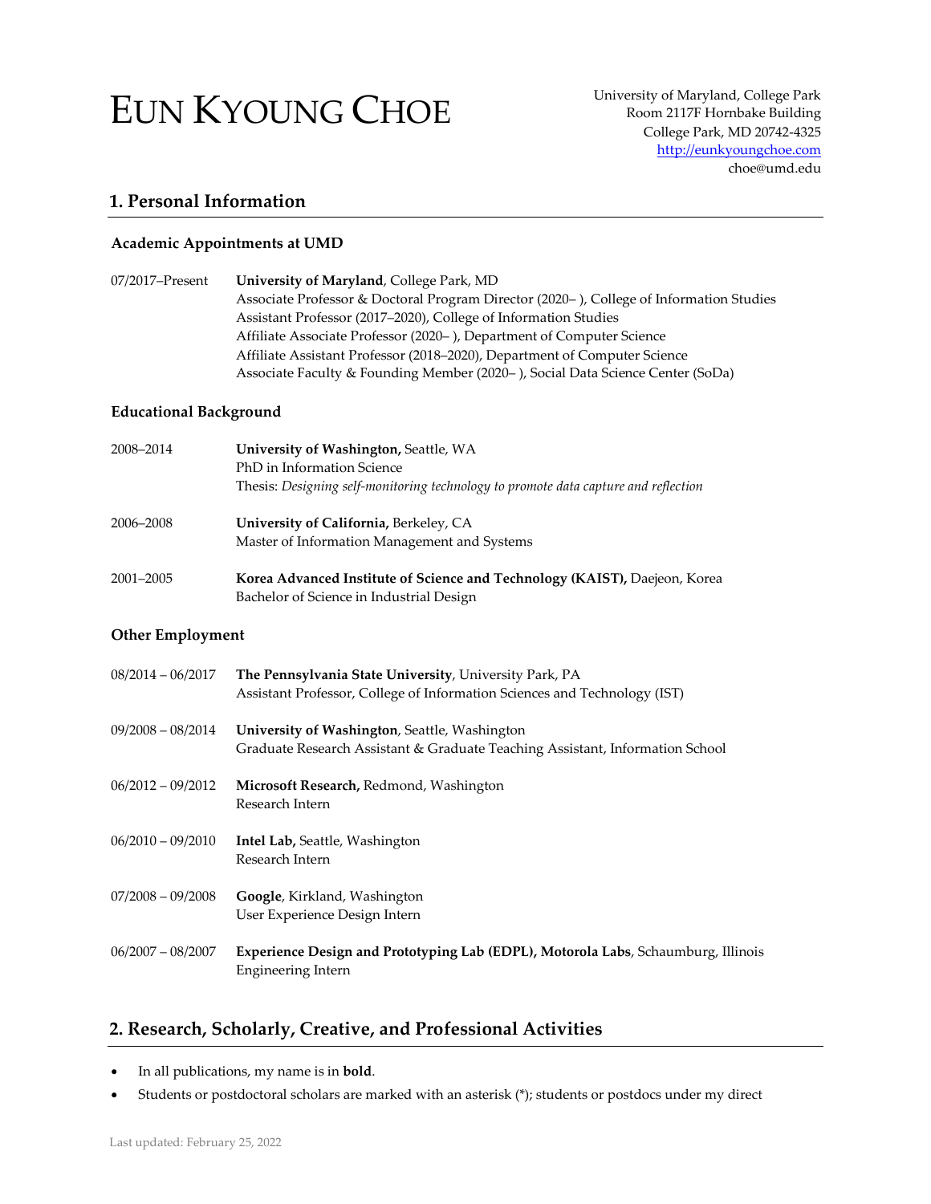# EUN KYOUNG CHOE

University of Maryland, College Park
Room 2117F Hornbake Building
College Park, MD 20742-4325
http://eunkyoungchoe.com
choe@umd.edu

## 1. Personal Information

### Academic Appointments at UMD

07/2017–Present **University of Maryland**, College Park, MD
Associate Professor & Doctoral Program Director (2020– ), College of Information Studies
Assistant Professor (2017–2020), College of Information Studies
Affiliate Associate Professor (2020– ), Department of Computer Science
Affiliate Assistant Professor (2018–2020), Department of Computer Science
Associate Faculty & Founding Member (2020– ), Social Data Science Center (SoDa)

### Educational Background

2008–2014 **University of Washington,** Seattle, WA
PhD in Information Science
Thesis: *Designing self-monitoring technology to promote data capture and reflection*

2006–2008 **University of California,** Berkeley, CA
Master of Information Management and Systems

2001–2005 **Korea Advanced Institute of Science and Technology (KAIST),** Daejeon, Korea
Bachelor of Science in Industrial Design

### Other Employment

08/2014 – 06/2017 **The Pennsylvania State University**, University Park, PA
Assistant Professor, College of Information Sciences and Technology (IST)

09/2008 – 08/2014 **University of Washington**, Seattle, Washington
Graduate Research Assistant & Graduate Teaching Assistant, Information School

06/2012 – 09/2012 **Microsoft Research,** Redmond, Washington
Research Intern

06/2010 – 09/2010 **Intel Lab,** Seattle, Washington
Research Intern

07/2008 – 09/2008 **Google**, Kirkland, Washington
User Experience Design Intern

06/2007 – 08/2007 **Experience Design and Prototyping Lab (EDPL), Motorola Labs**, Schaumburg, Illinois
Engineering Intern

## 2. Research, Scholarly, Creative, and Professional Activities

- In all publications, my name is in **bold**.
- Students or postdoctoral scholars are marked with an asterisk (*); students or postdocs under my direct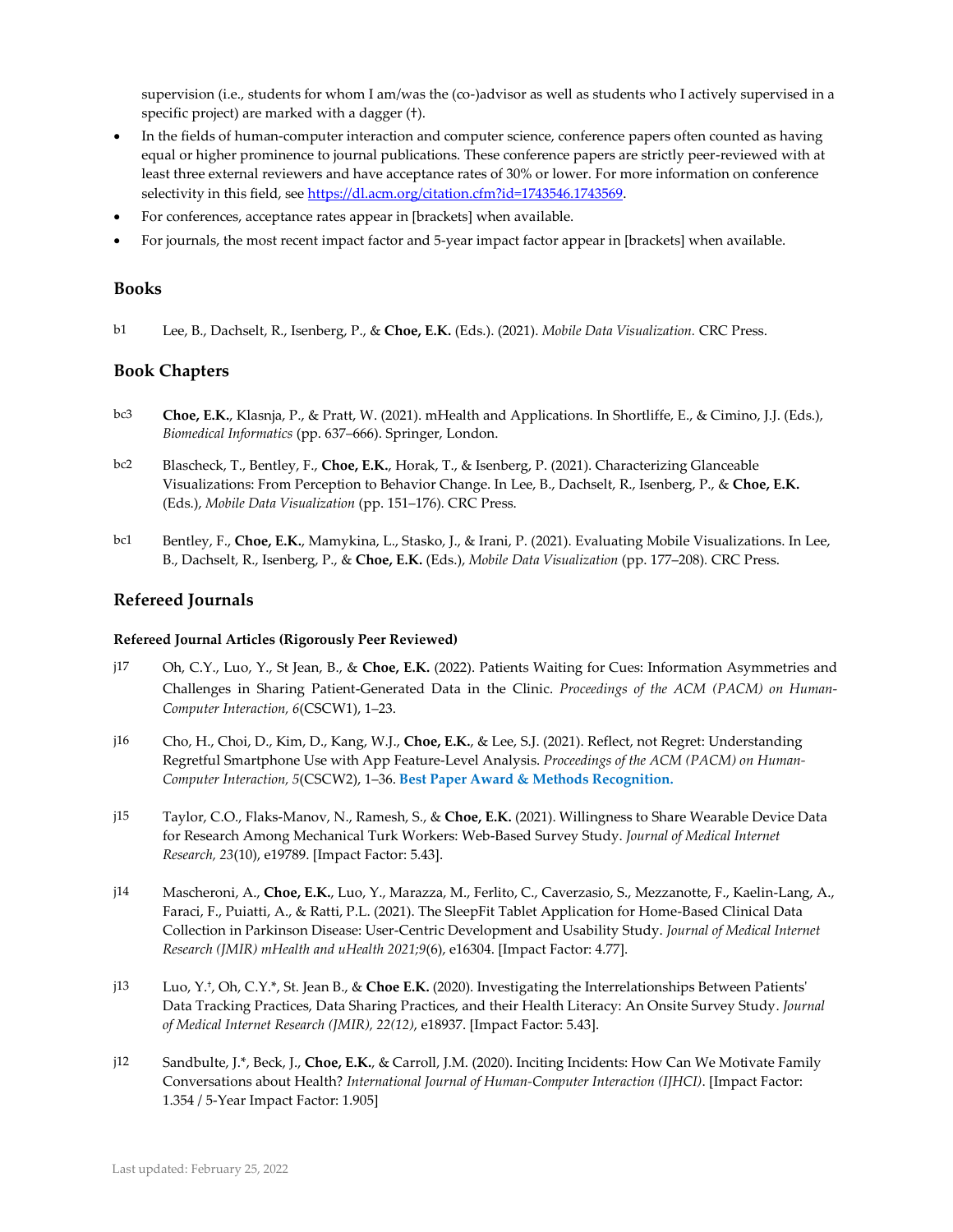supervision (i.e., students for whom I am/was the (co-)advisor as well as students who I actively supervised in a specific project) are marked with a dagger (†).

- In the fields of human-computer interaction and computer science, conference papers often counted as having equal or higher prominence to journal publications. These conference papers are strictly peer-reviewed with at least three external reviewers and have acceptance rates of 30% or lower. For more information on conference selectivity in this field, see https://dl.acm.org/citation.cfm?id=1743546.1743569.
- For conferences, acceptance rates appear in [brackets] when available.
- For journals, the most recent impact factor and 5-year impact factor appear in [brackets] when available.

## Books

b1 Lee, B., Dachselt, R., Isenberg, P., & **Choe, E.K.** (Eds.). (2021). *Mobile Data Visualization.* CRC Press.

## Book Chapters

bc3 **Choe, E.K.**, Klasnja, P., & Pratt, W. (2021). mHealth and Applications. In Shortliffe, E., & Cimino, J.J. (Eds.), *Biomedical Informatics* (pp. 637–666). Springer, London.

bc2 Blascheck, T., Bentley, F., **Choe, E.K.**, Horak, T., & Isenberg, P. (2021). Characterizing Glanceable Visualizations: From Perception to Behavior Change. In Lee, B., Dachselt, R., Isenberg, P., & **Choe, E.K.** (Eds.), *Mobile Data Visualization* (pp. 151–176). CRC Press.

bc1 Bentley, F., **Choe, E.K.**, Mamykina, L., Stasko, J., & Irani, P. (2021). Evaluating Mobile Visualizations. In Lee, B., Dachselt, R., Isenberg, P., & **Choe, E.K.** (Eds.), *Mobile Data Visualization* (pp. 177–208). CRC Press.

## Refereed Journals

### Refereed Journal Articles (Rigorously Peer Reviewed)

j17 Oh, C.Y., Luo, Y., St Jean, B., & **Choe, E.K.** (2022). Patients Waiting for Cues: Information Asymmetries and Challenges in Sharing Patient-Generated Data in the Clinic. *Proceedings of the ACM (PACM) on Human-Computer Interaction, 6*(CSCW1), 1–23.

j16 Cho, H., Choi, D., Kim, D., Kang, W.J., **Choe, E.K.**, & Lee, S.J. (2021). Reflect, not Regret: Understanding Regretful Smartphone Use with App Feature-Level Analysis. *Proceedings of the ACM (PACM) on Human-Computer Interaction, 5*(CSCW2), 1–36. **Best Paper Award & Methods Recognition.**

j15 Taylor, C.O., Flaks-Manov, N., Ramesh, S., & **Choe, E.K.** (2021). Willingness to Share Wearable Device Data for Research Among Mechanical Turk Workers: Web-Based Survey Study. *Journal of Medical Internet Research, 23*(10), e19789. [Impact Factor: 5.43].

j14 Mascheroni, A., **Choe, E.K.**, Luo, Y., Marazza, M., Ferlito, C., Caverzasio, S., Mezzanotte, F., Kaelin-Lang, A., Faraci, F., Puiatti, A., & Ratti, P.L. (2021). The SleepFit Tablet Application for Home-Based Clinical Data Collection in Parkinson Disease: User-Centric Development and Usability Study. *Journal of Medical Internet Research (JMIR) mHealth and uHealth 2021;9*(6), e16304. [Impact Factor: 4.77].

j13 Luo, Y.†, Oh, C.Y.*, St. Jean B., & **Choe E.K.** (2020). Investigating the Interrelationships Between Patients' Data Tracking Practices, Data Sharing Practices, and their Health Literacy: An Onsite Survey Study. *Journal of Medical Internet Research (JMIR), 22(12)*, e18937. [Impact Factor: 5.43].

j12 Sandbulte, J.*, Beck, J., **Choe, E.K.**, & Carroll, J.M. (2020). Inciting Incidents: How Can We Motivate Family Conversations about Health? *International Journal of Human-Computer Interaction (IJHCI)*. [Impact Factor: 1.354 / 5-Year Impact Factor: 1.905]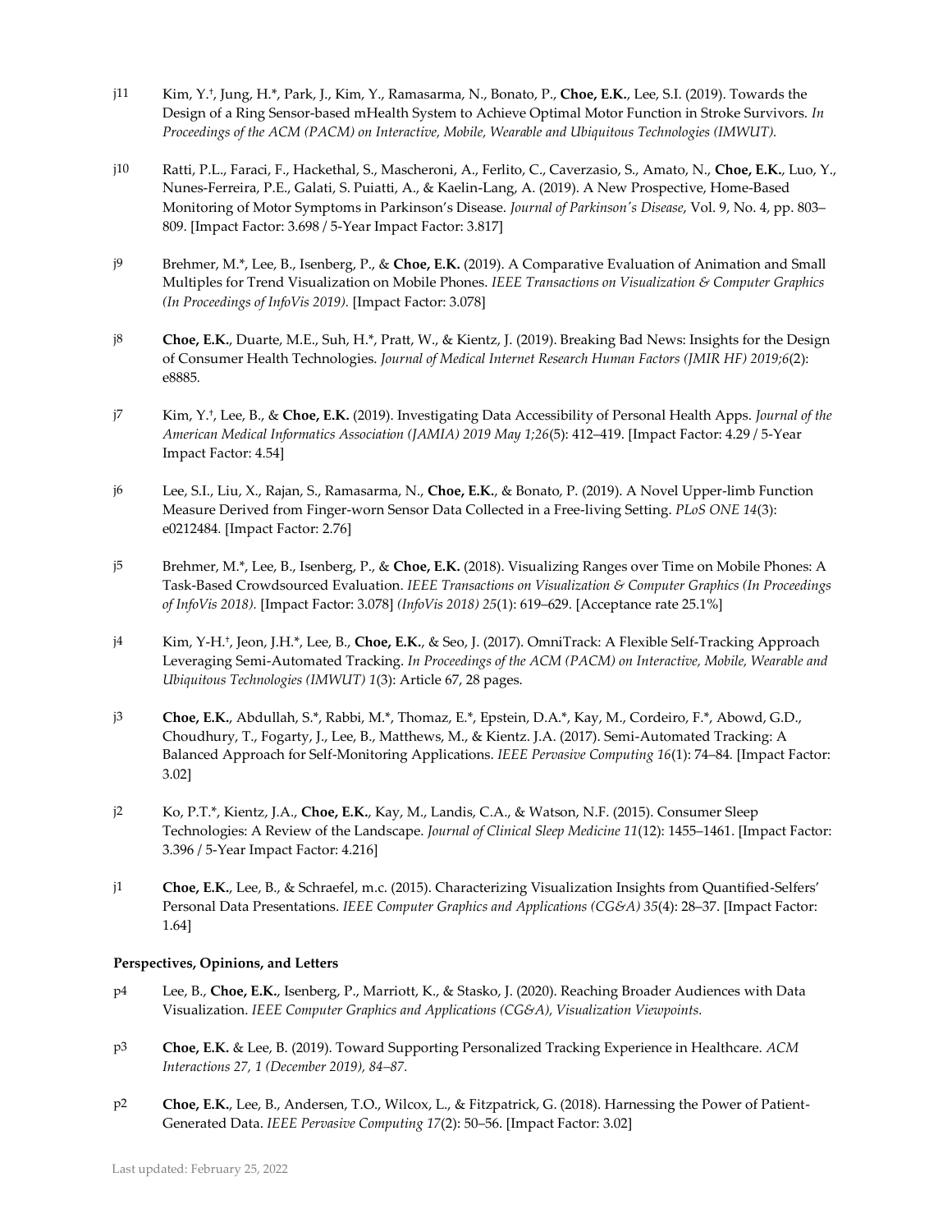j11 Kim, Y.[†], Jung, H.*, Park, J., Kim, Y., Ramasarma, N., Bonato, P., **Choe, E.K.**, Lee, S.I. (2019). Towards the Design of a Ring Sensor-based mHealth System to Achieve Optimal Motor Function in Stroke Survivors. *In Proceedings of the ACM (PACM) on Interactive, Mobile, Wearable and Ubiquitous Technologies (IMWUT).*

j10 Ratti, P.L., Faraci, F., Hackethal, S., Mascheroni, A., Ferlito, C., Caverzasio, S., Amato, N., **Choe, E.K.**, Luo, Y., Nunes-Ferreira, P.E., Galati, S. Puiatti, A., & Kaelin-Lang, A. (2019). A New Prospective, Home-Based Monitoring of Motor Symptoms in Parkinson's Disease. *Journal of Parkinson's Disease*, Vol. 9, No. 4, pp. 803–809. [Impact Factor: 3.698 / 5-Year Impact Factor: 3.817]

j9 Brehmer, M.*, Lee, B., Isenberg, P., & **Choe, E.K.** (2019). A Comparative Evaluation of Animation and Small Multiples for Trend Visualization on Mobile Phones. *IEEE Transactions on Visualization & Computer Graphics (In Proceedings of InfoVis 2019).* [Impact Factor: 3.078]

j8 **Choe, E.K.**, Duarte, M.E., Suh, H.*, Pratt, W., & Kientz, J. (2019). Breaking Bad News: Insights for the Design of Consumer Health Technologies. *Journal of Medical Internet Research Human Factors (JMIR HF) 2019;6*(2): e8885.

j7 Kim, Y.[†], Lee, B., & **Choe, E.K.** (2019). Investigating Data Accessibility of Personal Health Apps. *Journal of the American Medical Informatics Association (JAMIA) 2019 May 1;26*(5): 412–419. [Impact Factor: 4.29 / 5-Year Impact Factor: 4.54]

j6 Lee, S.I., Liu, X., Rajan, S., Ramasarma, N., **Choe, E.K.**, & Bonato, P. (2019). A Novel Upper-limb Function Measure Derived from Finger-worn Sensor Data Collected in a Free-living Setting. *PLoS ONE 14*(3): e0212484. [Impact Factor: 2.76]

j5 Brehmer, M.*, Lee, B., Isenberg, P., & **Choe, E.K.** (2018). Visualizing Ranges over Time on Mobile Phones: A Task-Based Crowdsourced Evaluation. *IEEE Transactions on Visualization & Computer Graphics (In Proceedings of InfoVis 2018).* [Impact Factor: 3.078] *(InfoVis 2018) 25*(1): 619–629. [Acceptance rate 25.1%]

j4 Kim, Y-H.[†], Jeon, J.H.*, Lee, B., **Choe, E.K.**, & Seo, J. (2017). OmniTrack: A Flexible Self-Tracking Approach Leveraging Semi-Automated Tracking. *In Proceedings of the ACM (PACM) on Interactive, Mobile, Wearable and Ubiquitous Technologies (IMWUT) 1*(3): Article 67, 28 pages.

j3 **Choe, E.K.**, Abdullah, S.*, Rabbi, M.*, Thomaz, E.*, Epstein, D.A.*, Kay, M., Cordeiro, F.*, Abowd, G.D., Choudhury, T., Fogarty, J., Lee, B., Matthews, M., & Kientz. J.A. (2017). Semi-Automated Tracking: A Balanced Approach for Self-Monitoring Applications. *IEEE Pervasive Computing 16*(1): 74–84. [Impact Factor: 3.02]

j2 Ko, P.T.*, Kientz, J.A., **Choe, E.K.**, Kay, M., Landis, C.A., & Watson, N.F. (2015). Consumer Sleep Technologies: A Review of the Landscape. *Journal of Clinical Sleep Medicine 11*(12): 1455–1461. [Impact Factor: 3.396 / 5-Year Impact Factor: 4.216]

j1 **Choe, E.K.**, Lee, B., & Schraefel, m.c. (2015). Characterizing Visualization Insights from Quantified-Selfers' Personal Data Presentations. *IEEE Computer Graphics and Applications (CG&A) 35*(4): 28–37. [Impact Factor: 1.64]

**Perspectives, Opinions, and Letters**

p4 Lee, B., **Choe, E.K.**, Isenberg, P., Marriott, K., & Stasko, J. (2020). Reaching Broader Audiences with Data Visualization. *IEEE Computer Graphics and Applications (CG&A), Visualization Viewpoints.*

p3 **Choe, E.K.** & Lee, B. (2019). Toward Supporting Personalized Tracking Experience in Healthcare. *ACM Interactions 27, 1 (December 2019), 84–87.*

p2 **Choe, E.K.**, Lee, B., Andersen, T.O., Wilcox, L., & Fitzpatrick, G. (2018). Harnessing the Power of Patient-Generated Data. *IEEE Pervasive Computing 17*(2): 50–56. [Impact Factor: 3.02]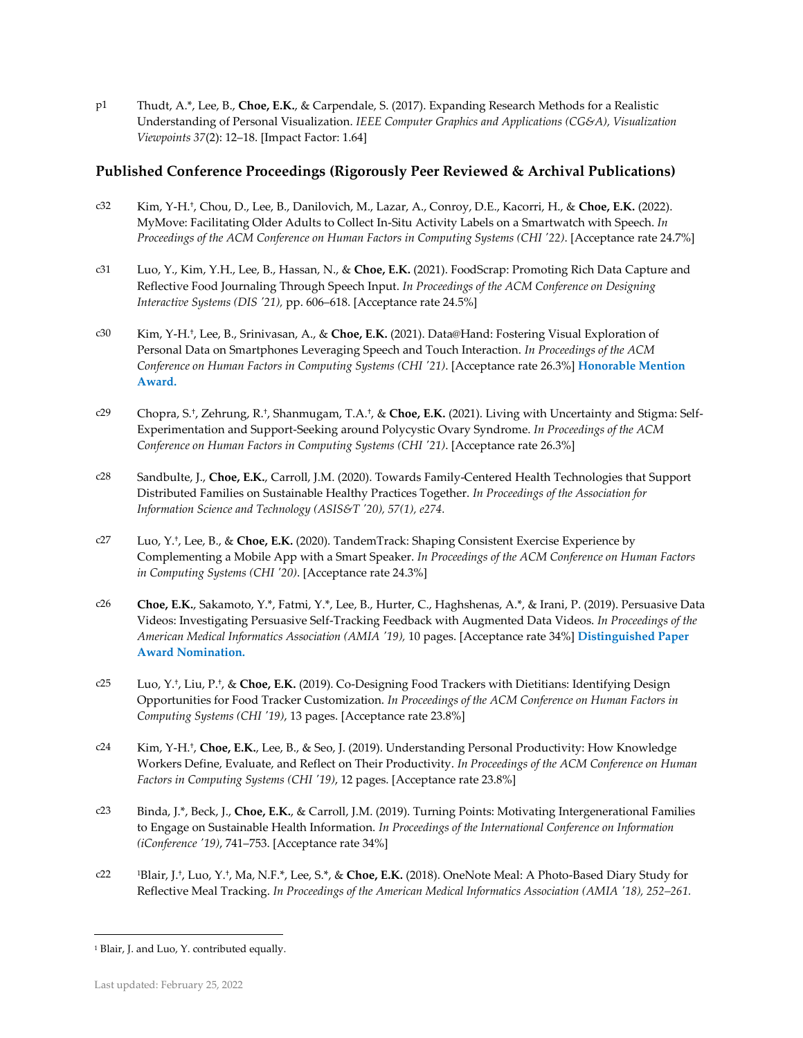p1 Thudt, A.*, Lee, B., **Choe, E.K.**, & Carpendale, S. (2017). Expanding Research Methods for a Realistic Understanding of Personal Visualization. *IEEE Computer Graphics and Applications (CG&A), Visualization Viewpoints 37*(2): 12–18. [Impact Factor: 1.64]

## Published Conference Proceedings (Rigorously Peer Reviewed & Archival Publications)

c32 Kim, Y-H.†, Chou, D., Lee, B., Danilovich, M., Lazar, A., Conroy, D.E., Kacorri, H., & **Choe, E.K.** (2022). MyMove: Facilitating Older Adults to Collect In-Situ Activity Labels on a Smartwatch with Speech. *In Proceedings of the ACM Conference on Human Factors in Computing Systems (CHI '22)*. [Acceptance rate 24.7%]

c31 Luo, Y., Kim, Y.H., Lee, B., Hassan, N., & **Choe, E.K.** (2021). FoodScrap: Promoting Rich Data Capture and Reflective Food Journaling Through Speech Input. *In Proceedings of the ACM Conference on Designing Interactive Systems (DIS '21),* pp. 606–618. [Acceptance rate 24.5%]

c30 Kim, Y-H.†, Lee, B., Srinivasan, A., & **Choe, E.K.** (2021). Data@Hand: Fostering Visual Exploration of Personal Data on Smartphones Leveraging Speech and Touch Interaction. *In Proceedings of the ACM Conference on Human Factors in Computing Systems (CHI '21)*. [Acceptance rate 26.3%] **Honorable Mention Award.**

c29 Chopra, S.†, Zehrung, R.†, Shanmugam, T.A.†, & **Choe, E.K.** (2021). Living with Uncertainty and Stigma: Self-Experimentation and Support-Seeking around Polycystic Ovary Syndrome. *In Proceedings of the ACM Conference on Human Factors in Computing Systems (CHI '21)*. [Acceptance rate 26.3%]

c28 Sandbulte, J., **Choe, E.K.**, Carroll, J.M. (2020). Towards Family-Centered Health Technologies that Support Distributed Families on Sustainable Healthy Practices Together. *In Proceedings of the Association for Information Science and Technology (ASIS&T '20), 57(1), e274.*

c27 Luo, Y.†, Lee, B., & **Choe, E.K.** (2020). TandemTrack: Shaping Consistent Exercise Experience by Complementing a Mobile App with a Smart Speaker. *In Proceedings of the ACM Conference on Human Factors in Computing Systems (CHI '20)*. [Acceptance rate 24.3%]

c26 **Choe, E.K.**, Sakamoto, Y.*, Fatmi, Y.*, Lee, B., Hurter, C., Haghshenas, A.*, & Irani, P. (2019). Persuasive Data Videos: Investigating Persuasive Self-Tracking Feedback with Augmented Data Videos. *In Proceedings of the American Medical Informatics Association (AMIA '19),* 10 pages. [Acceptance rate 34%] **Distinguished Paper Award Nomination.**

c25 Luo, Y.†, Liu, P.†, & **Choe, E.K.** (2019). Co-Designing Food Trackers with Dietitians: Identifying Design Opportunities for Food Tracker Customization. *In Proceedings of the ACM Conference on Human Factors in Computing Systems (CHI '19)*, 13 pages. [Acceptance rate 23.8%]

c24 Kim, Y-H.†, **Choe, E.K.**, Lee, B., & Seo, J. (2019). Understanding Personal Productivity: How Knowledge Workers Define, Evaluate, and Reflect on Their Productivity. *In Proceedings of the ACM Conference on Human Factors in Computing Systems (CHI '19)*, 12 pages. [Acceptance rate 23.8%]

c23 Binda, J.*, Beck, J., **Choe, E.K.**, & Carroll, J.M. (2019). Turning Points: Motivating Intergenerational Families to Engage on Sustainable Health Information. *In Proceedings of the International Conference on Information (iConference '19)*, 741–753. [Acceptance rate 34%]

c22 [1]Blair, J.†, Luo, Y.†, Ma, N.F.*, Lee, S.*, & **Choe, E.K.** (2018). OneNote Meal: A Photo-Based Diary Study for Reflective Meal Tracking. *In Proceedings of the American Medical Informatics Association (AMIA '18), 252–261.*

---

[1] Blair, J. and Luo, Y. contributed equally.

Last updated: February 25, 2022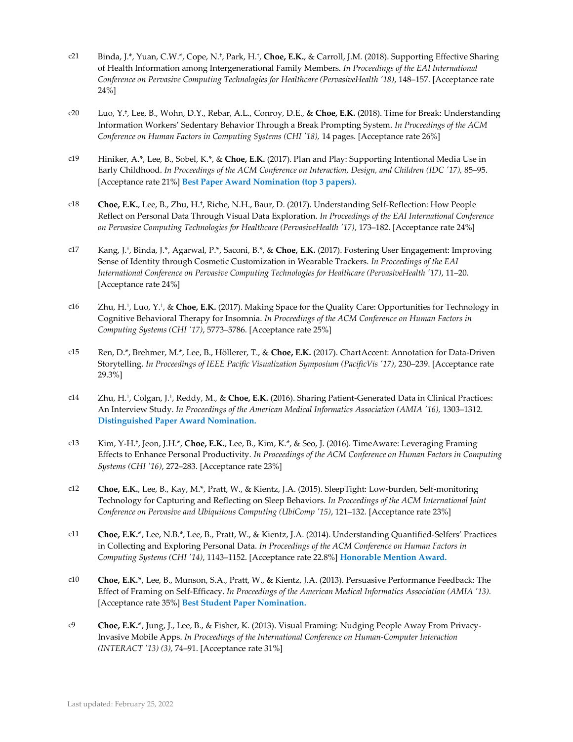c21 Binda, J.*, Yuan, C.W.*, Cope, N.†, Park, H.†, **Choe, E.K.**, & Carroll, J.M. (2018). Supporting Effective Sharing of Health Information among Intergenerational Family Members. *In Proceedings of the EAI International Conference on Pervasive Computing Technologies for Healthcare (PervasiveHealth '18)*, 148–157. [Acceptance rate 24%]

c20 Luo, Y.†, Lee, B., Wohn, D.Y., Rebar, A.L., Conroy, D.E., & **Choe, E.K.** (2018). Time for Break: Understanding Information Workers' Sedentary Behavior Through a Break Prompting System. *In Proceedings of the ACM Conference on Human Factors in Computing Systems (CHI '18),* 14 pages. [Acceptance rate 26%]

c19 Hiniker, A.*, Lee, B., Sobel, K.*, & **Choe, E.K.** (2017). Plan and Play: Supporting Intentional Media Use in Early Childhood. *In Proceedings of the ACM Conference on Interaction, Design, and Children (IDC '17),* 85–95. [Acceptance rate 21%] **Best Paper Award Nomination (top 3 papers).**

c18 **Choe, E.K.**, Lee, B., Zhu, H.†, Riche, N.H., Baur, D. (2017). Understanding Self-Reflection: How People Reflect on Personal Data Through Visual Data Exploration. *In Proceedings of the EAI International Conference on Pervasive Computing Technologies for Healthcare (PervasiveHealth '17)*, 173–182. [Acceptance rate 24%]

c17 Kang, J.†, Binda, J.*, Agarwal, P.*, Saconi, B.*, & **Choe, E.K.** (2017). Fostering User Engagement: Improving Sense of Identity through Cosmetic Customization in Wearable Trackers. *In Proceedings of the EAI International Conference on Pervasive Computing Technologies for Healthcare (PervasiveHealth '17)*, 11–20. [Acceptance rate 24%]

c16 Zhu, H.†, Luo, Y.†, & **Choe, E.K.** (2017). Making Space for the Quality Care: Opportunities for Technology in Cognitive Behavioral Therapy for Insomnia. *In Proceedings of the ACM Conference on Human Factors in Computing Systems (CHI '17)*, 5773–5786. [Acceptance rate 25%]

c15 Ren, D.*, Brehmer, M.*, Lee, B., Höllerer, T., & **Choe, E.K.** (2017). ChartAccent: Annotation for Data-Driven Storytelling. *In Proceedings of IEEE Pacific Visualization Symposium (PacificVis '17)*, 230–239. [Acceptance rate 29.3%]

c14 Zhu, H.†, Colgan, J.†, Reddy, M., & **Choe, E.K.** (2016). Sharing Patient-Generated Data in Clinical Practices: An Interview Study. *In Proceedings of the American Medical Informatics Association (AMIA '16),* 1303–1312. **Distinguished Paper Award Nomination.**

c13 Kim, Y-H.†, Jeon, J.H.*, **Choe, E.K.**, Lee, B., Kim, K.*, & Seo, J. (2016). TimeAware: Leveraging Framing Effects to Enhance Personal Productivity. *In Proceedings of the ACM Conference on Human Factors in Computing Systems (CHI '16)*, 272–283. [Acceptance rate 23%]

c12 **Choe, E.K.**, Lee, B., Kay, M.*, Pratt, W., & Kientz, J.A. (2015). SleepTight: Low-burden, Self-monitoring Technology for Capturing and Reflecting on Sleep Behaviors. *In Proceedings of the ACM International Joint Conference on Pervasive and Ubiquitous Computing (UbiComp '15)*, 121–132. [Acceptance rate 23%]

c11 **Choe, E.K.***, Lee, N.B.*, Lee, B., Pratt, W., & Kientz, J.A. (2014). Understanding Quantified-Selfers' Practices in Collecting and Exploring Personal Data. *In Proceedings of the ACM Conference on Human Factors in Computing Systems (CHI '14)*, 1143–1152. [Acceptance rate 22.8%] **Honorable Mention Award.**

c10 **Choe, E.K.***, Lee, B., Munson, S.A., Pratt, W., & Kientz, J.A. (2013). Persuasive Performance Feedback: The Effect of Framing on Self-Efficacy. *In Proceedings of the American Medical Informatics Association (AMIA '13).* [Acceptance rate 35%] **Best Student Paper Nomination.**

c9 **Choe, E.K.***, Jung, J., Lee, B., & Fisher, K. (2013). Visual Framing: Nudging People Away From Privacy-Invasive Mobile Apps. *In Proceedings of the International Conference on Human-Computer Interaction (INTERACT '13) (3),* 74–91. [Acceptance rate 31%]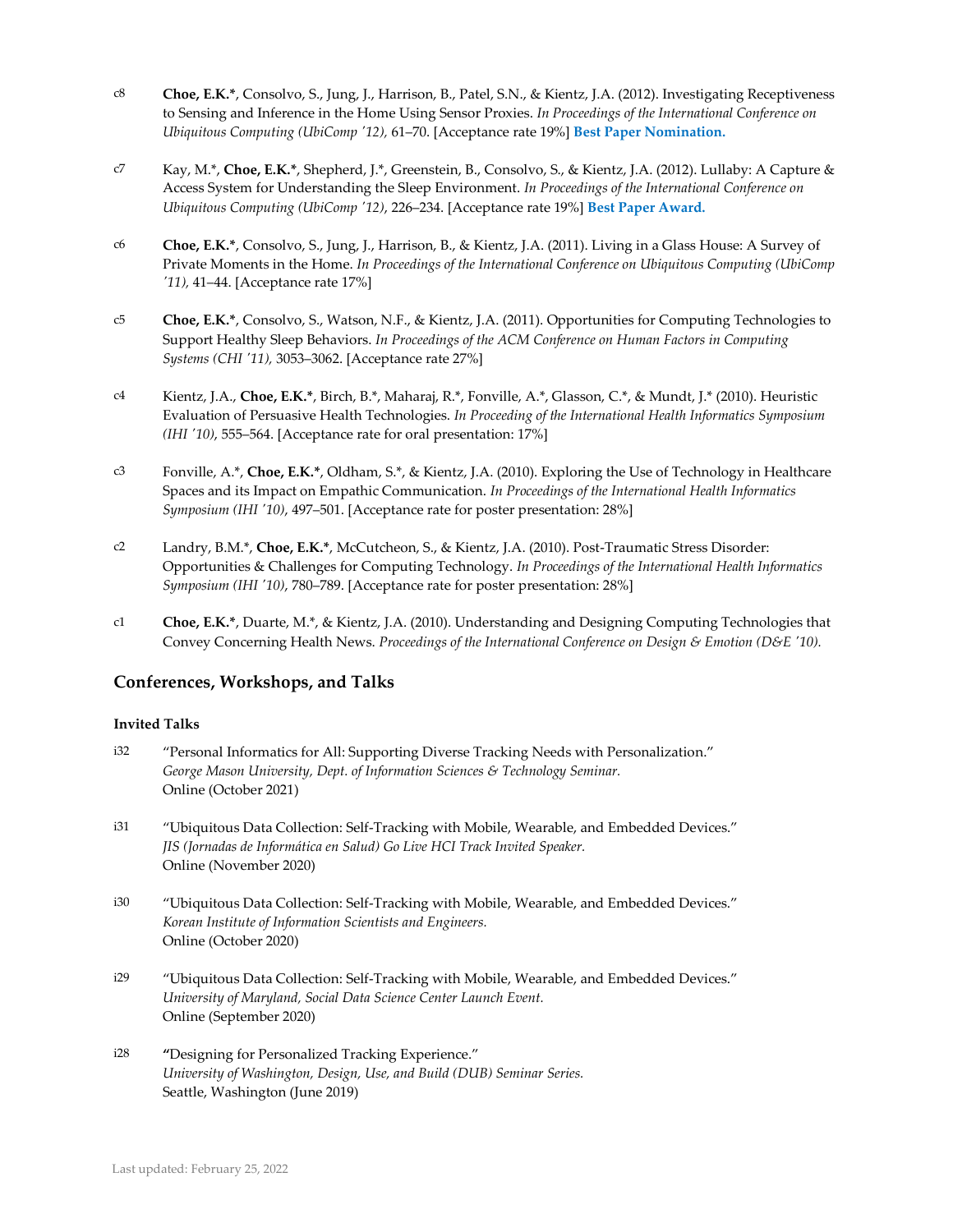c8 **Choe, E.K.***, Consolvo, S., Jung, J., Harrison, B., Patel, S.N., & Kientz, J.A. (2012). Investigating Receptiveness to Sensing and Inference in the Home Using Sensor Proxies. *In Proceedings of the International Conference on Ubiquitous Computing (UbiComp '12),* 61–70. [Acceptance rate 19%] **Best Paper Nomination.**

c7 Kay, M.*, **Choe, E.K.***, Shepherd, J.*, Greenstein, B., Consolvo, S., & Kientz, J.A. (2012). Lullaby: A Capture & Access System for Understanding the Sleep Environment. *In Proceedings of the International Conference on Ubiquitous Computing (UbiComp '12)*, 226–234. [Acceptance rate 19%] **Best Paper Award.**

c6 **Choe, E.K.***, Consolvo, S., Jung, J., Harrison, B., & Kientz, J.A. (2011). Living in a Glass House: A Survey of Private Moments in the Home. *In Proceedings of the International Conference on Ubiquitous Computing (UbiComp '11),* 41–44. [Acceptance rate 17%]

c5 **Choe, E.K.***, Consolvo, S., Watson, N.F., & Kientz, J.A. (2011). Opportunities for Computing Technologies to Support Healthy Sleep Behaviors. *In Proceedings of the ACM Conference on Human Factors in Computing Systems (CHI '11),* 3053–3062. [Acceptance rate 27%]

c4 Kientz, J.A., **Choe, E.K.***, Birch, B.*, Maharaj, R.*, Fonville, A.*, Glasson, C.*, & Mundt, J.* (2010). Heuristic Evaluation of Persuasive Health Technologies. *In Proceeding of the International Health Informatics Symposium (IHI '10)*, 555–564. [Acceptance rate for oral presentation: 17%]

c3 Fonville, A.*, **Choe, E.K.***, Oldham, S.*, & Kientz, J.A. (2010). Exploring the Use of Technology in Healthcare Spaces and its Impact on Empathic Communication. *In Proceedings of the International Health Informatics Symposium (IHI '10)*, 497–501. [Acceptance rate for poster presentation: 28%]

c2 Landry, B.M.*, **Choe, E.K.***, McCutcheon, S., & Kientz, J.A. (2010). Post-Traumatic Stress Disorder: Opportunities & Challenges for Computing Technology. *In Proceedings of the International Health Informatics Symposium (IHI '10)*, 780–789. [Acceptance rate for poster presentation: 28%]

c1 **Choe, E.K.***, Duarte, M.*, & Kientz, J.A. (2010). Understanding and Designing Computing Technologies that Convey Concerning Health News. *Proceedings of the International Conference on Design & Emotion (D&E '10).*

## Conferences, Workshops, and Talks

### Invited Talks

i32 "Personal Informatics for All: Supporting Diverse Tracking Needs with Personalization."
*George Mason University, Dept. of Information Sciences & Technology Seminar.*
Online (October 2021)

i31 "Ubiquitous Data Collection: Self-Tracking with Mobile, Wearable, and Embedded Devices."
*JIS (Jornadas de Informática en Salud) Go Live HCI Track Invited Speaker.*
Online (November 2020)

i30 "Ubiquitous Data Collection: Self-Tracking with Mobile, Wearable, and Embedded Devices."
*Korean Institute of Information Scientists and Engineers.*
Online (October 2020)

i29 "Ubiquitous Data Collection: Self-Tracking with Mobile, Wearable, and Embedded Devices."
*University of Maryland, Social Data Science Center Launch Event.*
Online (September 2020)

i28 "Designing for Personalized Tracking Experience."
*University of Washington, Design, Use, and Build (DUB) Seminar Series.*
Seattle, Washington (June 2019)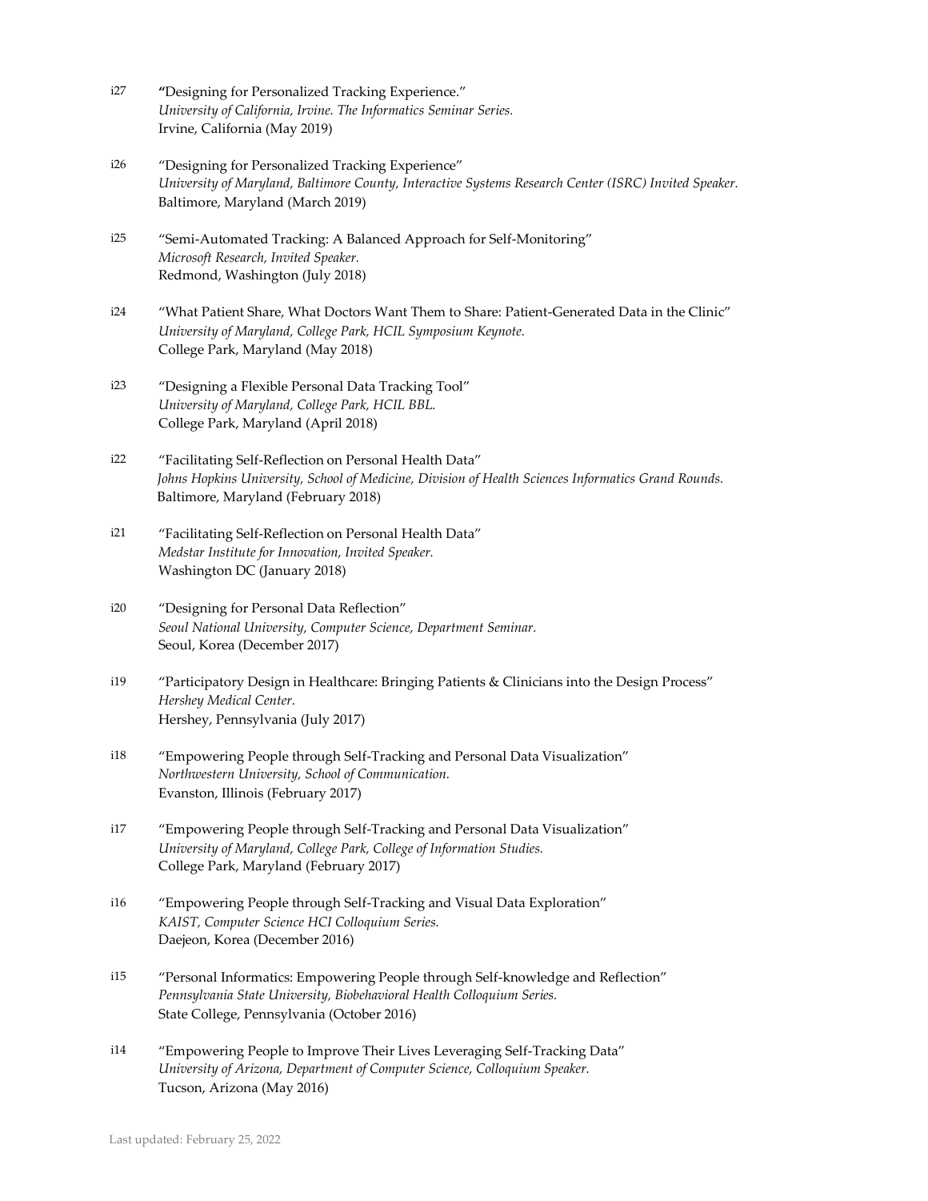i27 "Designing for Personalized Tracking Experience."
*University of California, Irvine. The Informatics Seminar Series.*
Irvine, California (May 2019)

i26 "Designing for Personalized Tracking Experience"
*University of Maryland, Baltimore County, Interactive Systems Research Center (ISRC) Invited Speaker.*
Baltimore, Maryland (March 2019)

i25 "Semi-Automated Tracking: A Balanced Approach for Self-Monitoring"
*Microsoft Research, Invited Speaker.*
Redmond, Washington (July 2018)

i24 "What Patient Share, What Doctors Want Them to Share: Patient-Generated Data in the Clinic"
*University of Maryland, College Park, HCIL Symposium Keynote.*
College Park, Maryland (May 2018)

i23 "Designing a Flexible Personal Data Tracking Tool"
*University of Maryland, College Park, HCIL BBL.*
College Park, Maryland (April 2018)

i22 "Facilitating Self-Reflection on Personal Health Data"
*Johns Hopkins University, School of Medicine, Division of Health Sciences Informatics Grand Rounds.*
Baltimore, Maryland (February 2018)

i21 "Facilitating Self-Reflection on Personal Health Data"
*Medstar Institute for Innovation, Invited Speaker.*
Washington DC (January 2018)

i20 "Designing for Personal Data Reflection"
*Seoul National University, Computer Science, Department Seminar.*
Seoul, Korea (December 2017)

i19 "Participatory Design in Healthcare: Bringing Patients & Clinicians into the Design Process"
*Hershey Medical Center.*
Hershey, Pennsylvania (July 2017)

i18 "Empowering People through Self-Tracking and Personal Data Visualization"
*Northwestern University, School of Communication.*
Evanston, Illinois (February 2017)

i17 "Empowering People through Self-Tracking and Personal Data Visualization"
*University of Maryland, College Park, College of Information Studies.*
College Park, Maryland (February 2017)

i16 "Empowering People through Self-Tracking and Visual Data Exploration"
*KAIST, Computer Science HCI Colloquium Series.*
Daejeon, Korea (December 2016)

i15 "Personal Informatics: Empowering People through Self-knowledge and Reflection"
*Pennsylvania State University, Biobehavioral Health Colloquium Series.*
State College, Pennsylvania (October 2016)

i14 "Empowering People to Improve Their Lives Leveraging Self-Tracking Data"
*University of Arizona, Department of Computer Science, Colloquium Speaker.*
Tucson, Arizona (May 2016)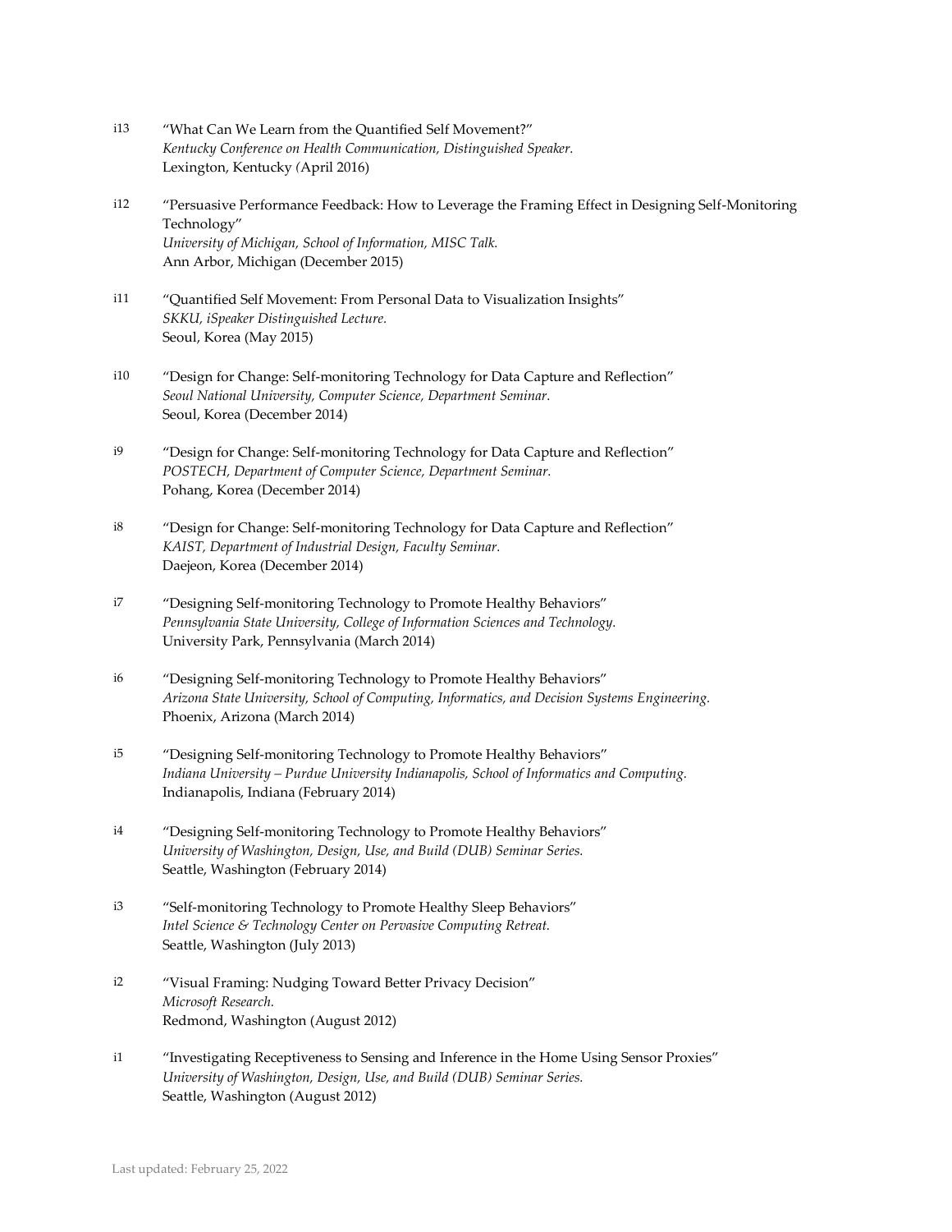i13 "What Can We Learn from the Quantified Self Movement?"
*Kentucky Conference on Health Communication, Distinguished Speaker.*
Lexington, Kentucky (April 2016)

i12 "Persuasive Performance Feedback: How to Leverage the Framing Effect in Designing Self-Monitoring Technology"
*University of Michigan, School of Information, MISC Talk.*
Ann Arbor, Michigan (December 2015)

i11 "Quantified Self Movement: From Personal Data to Visualization Insights"
*SKKU, iSpeaker Distinguished Lecture.*
Seoul, Korea (May 2015)

i10 "Design for Change: Self-monitoring Technology for Data Capture and Reflection"
*Seoul National University, Computer Science, Department Seminar.*
Seoul, Korea (December 2014)

i9 "Design for Change: Self-monitoring Technology for Data Capture and Reflection"
*POSTECH, Department of Computer Science, Department Seminar.*
Pohang, Korea (December 2014)

i8 "Design for Change: Self-monitoring Technology for Data Capture and Reflection"
*KAIST, Department of Industrial Design, Faculty Seminar.*
Daejeon, Korea (December 2014)

i7 "Designing Self-monitoring Technology to Promote Healthy Behaviors"
*Pennsylvania State University, College of Information Sciences and Technology.*
University Park, Pennsylvania (March 2014)

i6 "Designing Self-monitoring Technology to Promote Healthy Behaviors"
*Arizona State University, School of Computing, Informatics, and Decision Systems Engineering.*
Phoenix, Arizona (March 2014)

i5 "Designing Self-monitoring Technology to Promote Healthy Behaviors"
*Indiana University – Purdue University Indianapolis, School of Informatics and Computing.*
Indianapolis, Indiana (February 2014)

i4 "Designing Self-monitoring Technology to Promote Healthy Behaviors"
*University of Washington, Design, Use, and Build (DUB) Seminar Series.*
Seattle, Washington (February 2014)

i3 "Self-monitoring Technology to Promote Healthy Sleep Behaviors"
*Intel Science & Technology Center on Pervasive Computing Retreat.*
Seattle, Washington (July 2013)

i2 "Visual Framing: Nudging Toward Better Privacy Decision"
*Microsoft Research.*
Redmond, Washington (August 2012)

i1 "Investigating Receptiveness to Sensing and Inference in the Home Using Sensor Proxies"
*University of Washington, Design, Use, and Build (DUB) Seminar Series.*
Seattle, Washington (August 2012)

Last updated: February 25, 2022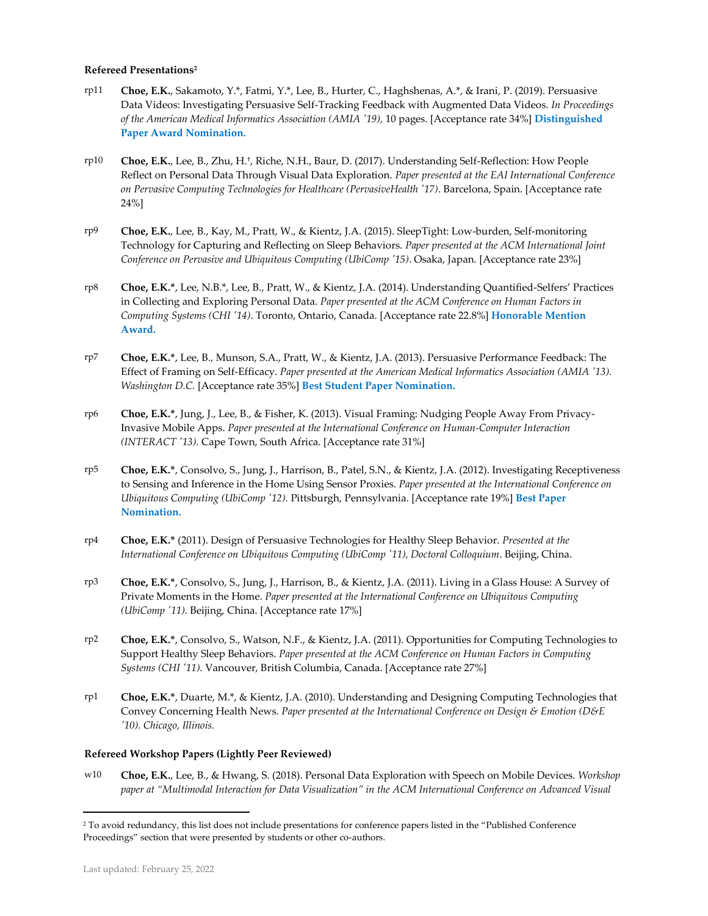#### Refereed Presentations[2]

rp11 **Choe, E.K.**, Sakamoto, Y.*, Fatmi, Y.*, Lee, B., Hurter, C., Haghshenas, A.*, & Irani, P. (2019). Persuasive Data Videos: Investigating Persuasive Self-Tracking Feedback with Augmented Data Videos. *In Proceedings of the American Medical Informatics Association (AMIA '19),* 10 pages. [Acceptance rate 34%] **Distinguished Paper Award Nomination.**

rp10 **Choe, E.K.**, Lee, B., Zhu, H.†, Riche, N.H., Baur, D. (2017). Understanding Self-Reflection: How People Reflect on Personal Data Through Visual Data Exploration. *Paper presented at the EAI International Conference on Pervasive Computing Technologies for Healthcare (PervasiveHealth '17)*. Barcelona, Spain. [Acceptance rate 24%]

rp9 **Choe, E.K.**, Lee, B., Kay, M., Pratt, W., & Kientz, J.A. (2015). SleepTight: Low-burden, Self-monitoring Technology for Capturing and Reflecting on Sleep Behaviors. *Paper presented at the ACM International Joint Conference on Pervasive and Ubiquitous Computing (UbiComp '15)*. Osaka, Japan. [Acceptance rate 23%]

rp8 **Choe, E.K.***, Lee, N.B.*, Lee, B., Pratt, W., & Kientz, J.A. (2014). Understanding Quantified-Selfers' Practices in Collecting and Exploring Personal Data. *Paper presented at the ACM Conference on Human Factors in Computing Systems (CHI '14)*. Toronto, Ontario, Canada. [Acceptance rate 22.8%] **Honorable Mention Award.**

rp7 **Choe, E.K.***, Lee, B., Munson, S.A., Pratt, W., & Kientz, J.A. (2013). Persuasive Performance Feedback: The Effect of Framing on Self-Efficacy. *Paper presented at the American Medical Informatics Association (AMIA '13). Washington D.C.* [Acceptance rate 35%] **Best Student Paper Nomination.**

rp6 **Choe, E.K.***, Jung, J., Lee, B., & Fisher, K. (2013). Visual Framing: Nudging People Away From Privacy-Invasive Mobile Apps. *Paper presented at the International Conference on Human-Computer Interaction (INTERACT '13).* Cape Town, South Africa. [Acceptance rate 31%]

rp5 **Choe, E.K.***, Consolvo, S., Jung, J., Harrison, B., Patel, S.N., & Kientz, J.A. (2012). Investigating Receptiveness to Sensing and Inference in the Home Using Sensor Proxies. *Paper presented at the International Conference on Ubiquitous Computing (UbiComp '12).* Pittsburgh, Pennsylvania. [Acceptance rate 19%] **Best Paper Nomination.**

rp4 **Choe, E.K.*** (2011). Design of Persuasive Technologies for Healthy Sleep Behavior. *Presented at the International Conference on Ubiquitous Computing (UbiComp '11), Doctoral Colloquium*. Beijing, China.

rp3 **Choe, E.K.***, Consolvo, S., Jung, J., Harrison, B., & Kientz, J.A. (2011). Living in a Glass House: A Survey of Private Moments in the Home. *Paper presented at the International Conference on Ubiquitous Computing (UbiComp '11).* Beijing, China. [Acceptance rate 17%]

rp2 **Choe, E.K.***, Consolvo, S., Watson, N.F., & Kientz, J.A. (2011). Opportunities for Computing Technologies to Support Healthy Sleep Behaviors. *Paper presented at the ACM Conference on Human Factors in Computing Systems (CHI '11).* Vancouver, British Columbia, Canada. [Acceptance rate 27%]

rp1 **Choe, E.K.***, Duarte, M.*, & Kientz, J.A. (2010). Understanding and Designing Computing Technologies that Convey Concerning Health News. *Paper presented at the International Conference on Design & Emotion (D&E '10). Chicago, Illinois.*

#### Refereed Workshop Papers (Lightly Peer Reviewed)

w10 **Choe, E.K.**, Lee, B., & Hwang, S. (2018). Personal Data Exploration with Speech on Mobile Devices. *Workshop paper at "Multimodal Interaction for Data Visualization" in the ACM International Conference on Advanced Visual*

[2] To avoid redundancy, this list does not include presentations for conference papers listed in the "Published Conference Proceedings" section that were presented by students or other co-authors.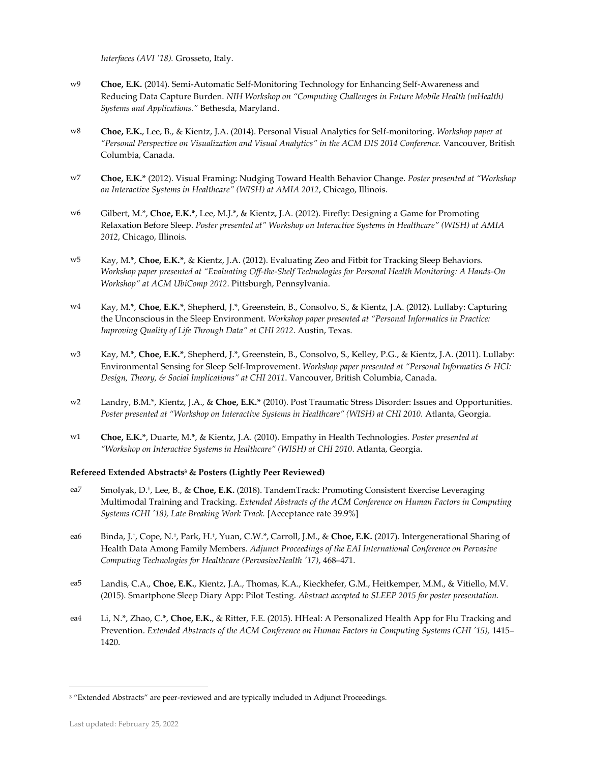*Interfaces (AVI '18).* Grosseto, Italy.

w9 **Choe, E.K.** (2014). Semi-Automatic Self-Monitoring Technology for Enhancing Self-Awareness and Reducing Data Capture Burden. *NIH Workshop on "Computing Challenges in Future Mobile Health (mHealth) Systems and Applications."* Bethesda, Maryland.

w8 **Choe, E.K.**, Lee, B., & Kientz, J.A. (2014). Personal Visual Analytics for Self-monitoring. *Workshop paper at "Personal Perspective on Visualization and Visual Analytics" in the ACM DIS 2014 Conference.* Vancouver, British Columbia, Canada.

w7 **Choe, E.K.*** (2012). Visual Framing: Nudging Toward Health Behavior Change. *Poster presented at "Workshop on Interactive Systems in Healthcare" (WISH) at AMIA 2012*, Chicago, Illinois.

w6 Gilbert, M.*, **Choe, E.K.***, Lee, M.J.*, & Kientz, J.A. (2012). Firefly: Designing a Game for Promoting Relaxation Before Sleep. *Poster presented at" Workshop on Interactive Systems in Healthcare" (WISH) at AMIA 2012*, Chicago, Illinois.

w5 Kay, M.*, **Choe, E.K.***, & Kientz, J.A. (2012). Evaluating Zeo and Fitbit for Tracking Sleep Behaviors. *Workshop paper presented at "Evaluating Off-the-Shelf Technologies for Personal Health Monitoring: A Hands-On Workshop" at ACM UbiComp 2012*. Pittsburgh, Pennsylvania.

w4 Kay, M.*, **Choe, E.K.***, Shepherd, J.*, Greenstein, B., Consolvo, S., & Kientz, J.A. (2012). Lullaby: Capturing the Unconscious in the Sleep Environment. *Workshop paper presented at "Personal Informatics in Practice: Improving Quality of Life Through Data" at CHI 2012*. Austin, Texas.

w3 Kay, M.*, **Choe, E.K.***, Shepherd, J.*, Greenstein, B., Consolvo, S., Kelley, P.G., & Kientz, J.A. (2011). Lullaby: Environmental Sensing for Sleep Self-Improvement. *Workshop paper presented at "Personal Informatics & HCI: Design, Theory, & Social Implications" at CHI 2011*. Vancouver, British Columbia, Canada.

w2 Landry, B.M.*, Kientz, J.A., & **Choe, E.K.*** (2010). Post Traumatic Stress Disorder: Issues and Opportunities. *Poster presented at "Workshop on Interactive Systems in Healthcare" (WISH) at CHI 2010.* Atlanta, Georgia.

w1 **Choe, E.K.***, Duarte, M.*, & Kientz, J.A. (2010). Empathy in Health Technologies. *Poster presented at "Workshop on Interactive Systems in Healthcare" (WISH) at CHI 2010*. Atlanta, Georgia.

**Refereed Extended Abstracts[3] & Posters (Lightly Peer Reviewed)**

ea7 Smolyak, D.†, Lee, B., & **Choe, E.K.** (2018). TandemTrack: Promoting Consistent Exercise Leveraging Multimodal Training and Tracking. *Extended Abstracts of the ACM Conference on Human Factors in Computing Systems (CHI '18), Late Breaking Work Track.* [Acceptance rate 39.9%]

ea6 Binda, J.†, Cope, N.†, Park, H.†, Yuan, C.W.*, Carroll, J.M., & **Choe, E.K.** (2017). Intergenerational Sharing of Health Data Among Family Members. *Adjunct Proceedings of the EAI International Conference on Pervasive Computing Technologies for Healthcare (PervasiveHealth '17)*, 468–471.

ea5 Landis, C.A., **Choe, E.K.**, Kientz, J.A., Thomas, K.A., Kieckhefer, G.M., Heitkemper, M.M., & Vitiello, M.V. (2015). Smartphone Sleep Diary App: Pilot Testing. *Abstract accepted to SLEEP 2015 for poster presentation.*

ea4 Li, N.*, Zhao, C.*, **Choe, E.K.**, & Ritter, F.E. (2015). HHeal: A Personalized Health App for Flu Tracking and Prevention. *Extended Abstracts of the ACM Conference on Human Factors in Computing Systems (CHI '15),* 1415–1420.

---

[3] "Extended Abstracts" are peer-reviewed and are typically included in Adjunct Proceedings.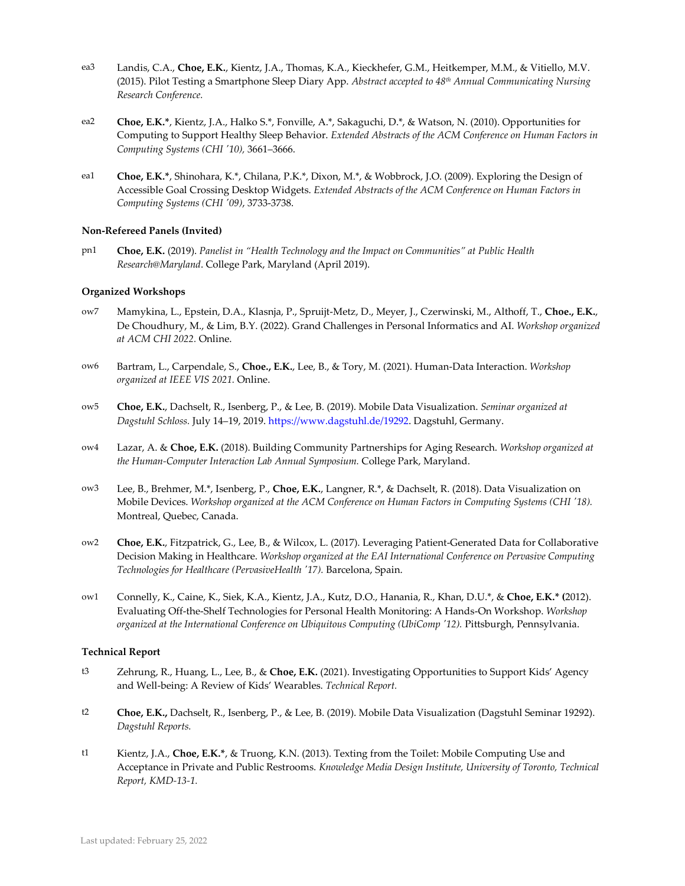ea3 Landis, C.A., **Choe, E.K.**, Kientz, J.A., Thomas, K.A., Kieckhefer, G.M., Heitkemper, M.M., & Vitiello, M.V. (2015). Pilot Testing a Smartphone Sleep Diary App. *Abstract accepted to 48th Annual Communicating Nursing Research Conference.*

ea2 **Choe, E.K.***, Kientz, J.A., Halko S.*, Fonville, A.*, Sakaguchi, D.*, & Watson, N. (2010). Opportunities for Computing to Support Healthy Sleep Behavior. *Extended Abstracts of the ACM Conference on Human Factors in Computing Systems (CHI '10),* 3661–3666.

ea1 **Choe, E.K.***, Shinohara, K.*, Chilana, P.K.*, Dixon, M.*, & Wobbrock, J.O. (2009). Exploring the Design of Accessible Goal Crossing Desktop Widgets. *Extended Abstracts of the ACM Conference on Human Factors in Computing Systems (CHI '09)*, 3733-3738.

### Non-Refereed Panels (Invited)

pn1 **Choe, E.K.** (2019). *Panelist in "Health Technology and the Impact on Communities" at Public Health Research@Maryland*. College Park, Maryland (April 2019).

### Organized Workshops

ow7 Mamykina, L., Epstein, D.A., Klasnja, P., Spruijt-Metz, D., Meyer, J., Czerwinski, M., Althoff, T., **Choe., E.K.**, De Choudhury, M., & Lim, B.Y. (2022). Grand Challenges in Personal Informatics and AI. *Workshop organized at ACM CHI 2022.* Online.

ow6 Bartram, L., Carpendale, S., **Choe., E.K.**, Lee, B., & Tory, M. (2021). Human-Data Interaction. *Workshop organized at IEEE VIS 2021.* Online.

ow5 **Choe, E.K.**, Dachselt, R., Isenberg, P., & Lee, B. (2019). Mobile Data Visualization. *Seminar organized at Dagstuhl Schloss.* July 14–19, 2019. https://www.dagstuhl.de/19292. Dagstuhl, Germany.

ow4 Lazar, A. & **Choe, E.K.** (2018). Building Community Partnerships for Aging Research. *Workshop organized at the Human-Computer Interaction Lab Annual Symposium.* College Park, Maryland.

ow3 Lee, B., Brehmer, M.*, Isenberg, P., **Choe, E.K.**, Langner, R.*, & Dachselt, R. (2018). Data Visualization on Mobile Devices. *Workshop organized at the ACM Conference on Human Factors in Computing Systems (CHI '18).* Montreal, Quebec, Canada.

ow2 **Choe, E.K.**, Fitzpatrick, G., Lee, B., & Wilcox, L. (2017). Leveraging Patient-Generated Data for Collaborative Decision Making in Healthcare. *Workshop organized at the EAI International Conference on Pervasive Computing Technologies for Healthcare (PervasiveHealth '17)*. Barcelona, Spain.

ow1 Connelly, K., Caine, K., Siek, K.A., Kientz, J.A., Kutz, D.O., Hanania, R., Khan, D.U.*, & **Choe, E.K.* (**2012). Evaluating Off-the-Shelf Technologies for Personal Health Monitoring: A Hands-On Workshop. *Workshop organized at the International Conference on Ubiquitous Computing (UbiComp '12).* Pittsburgh, Pennsylvania.

### Technical Report

t3 Zehrung, R., Huang, L., Lee, B., & **Choe, E.K.** (2021). Investigating Opportunities to Support Kids' Agency and Well-being: A Review of Kids' Wearables. *Technical Report.*

t2 **Choe, E.K.,** Dachselt, R., Isenberg, P., & Lee, B. (2019). Mobile Data Visualization (Dagstuhl Seminar 19292). *Dagstuhl Reports.*

t1 Kientz, J.A., **Choe, E.K.***, & Truong, K.N. (2013). Texting from the Toilet: Mobile Computing Use and Acceptance in Private and Public Restrooms. *Knowledge Media Design Institute, University of Toronto, Technical Report, KMD-13-1.*

Last updated: February 25, 2022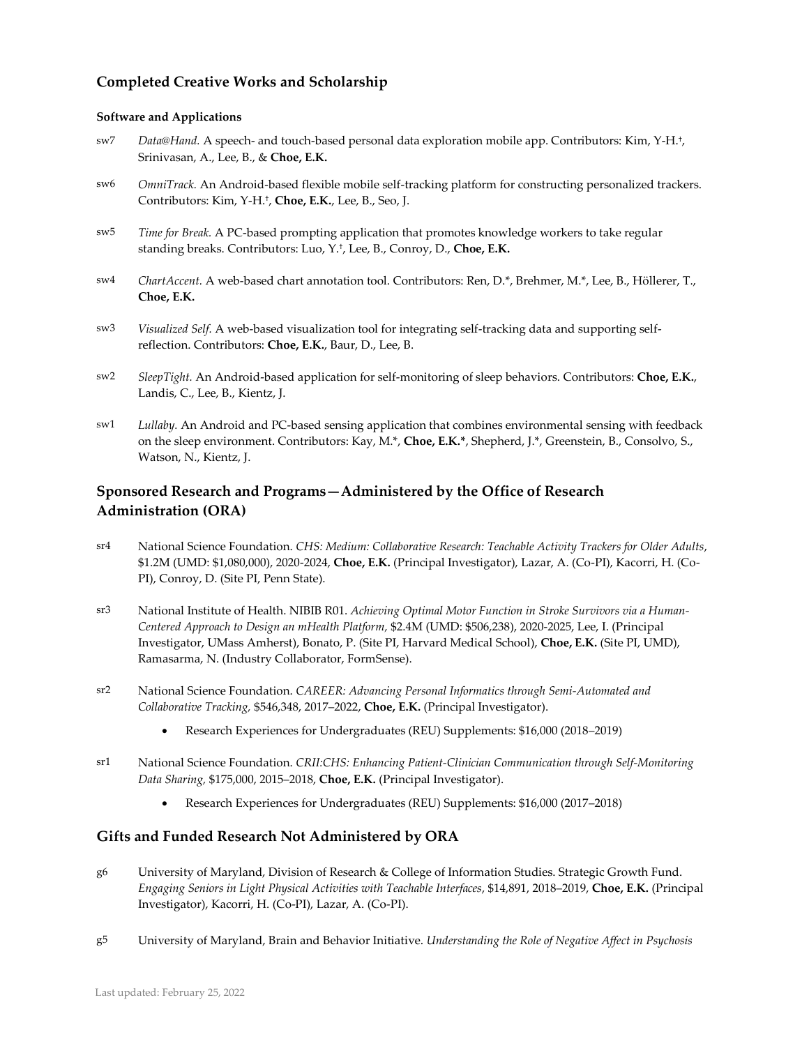## Completed Creative Works and Scholarship

#### Software and Applications

sw7 *Data@Hand.* A speech- and touch-based personal data exploration mobile app. Contributors: Kim, Y-H.†, Srinivasan, A., Lee, B., & **Choe, E.K.**

sw6 *OmniTrack.* An Android-based flexible mobile self-tracking platform for constructing personalized trackers. Contributors: Kim, Y-H.†, **Choe, E.K.**, Lee, B., Seo, J.

sw5 *Time for Break.* A PC-based prompting application that promotes knowledge workers to take regular standing breaks. Contributors: Luo, Y.†, Lee, B., Conroy, D., **Choe, E.K.**

sw4 *ChartAccent.* A web-based chart annotation tool. Contributors: Ren, D.*, Brehmer, M.*, Lee, B., Höllerer, T., **Choe, E.K.**

sw3 *Visualized Self.* A web-based visualization tool for integrating self-tracking data and supporting self-reflection. Contributors: **Choe, E.K.**, Baur, D., Lee, B.

sw2 *SleepTight.* An Android-based application for self-monitoring of sleep behaviors. Contributors: **Choe, E.K.**, Landis, C., Lee, B., Kientz, J.

sw1 *Lullaby.* An Android and PC-based sensing application that combines environmental sensing with feedback on the sleep environment. Contributors: Kay, M.*, **Choe, E.K.***, Shepherd, J.*, Greenstein, B., Consolvo, S., Watson, N., Kientz, J.

## Sponsored Research and Programs—Administered by the Office of Research Administration (ORA)

sr4 National Science Foundation. *CHS: Medium: Collaborative Research: Teachable Activity Trackers for Older Adults*, \$1.2M (UMD: \$1,080,000), 2020-2024, **Choe, E.K.** (Principal Investigator), Lazar, A. (Co-PI), Kacorri, H. (Co-PI), Conroy, D. (Site PI, Penn State).

sr3 National Institute of Health. NIBIB R01. *Achieving Optimal Motor Function in Stroke Survivors via a Human-Centered Approach to Design an mHealth Platform,* \$2.4M (UMD: \$506,238), 2020-2025, Lee, I. (Principal Investigator, UMass Amherst), Bonato, P. (Site PI, Harvard Medical School), **Choe, E.K.** (Site PI, UMD), Ramasarma, N. (Industry Collaborator, FormSense).

sr2 National Science Foundation. *CAREER: Advancing Personal Informatics through Semi-Automated and Collaborative Tracking,* \$546,348, 2017–2022, **Choe, E.K.** (Principal Investigator).

- Research Experiences for Undergraduates (REU) Supplements: \$16,000 (2018–2019)

sr1 National Science Foundation. *CRII:CHS: Enhancing Patient-Clinician Communication through Self-Monitoring Data Sharing,* \$175,000, 2015–2018, **Choe, E.K.** (Principal Investigator).

- Research Experiences for Undergraduates (REU) Supplements: \$16,000 (2017–2018)

## Gifts and Funded Research Not Administered by ORA

g6 University of Maryland, Division of Research & College of Information Studies. Strategic Growth Fund. *Engaging Seniors in Light Physical Activities with Teachable Interfaces*, \$14,891, 2018–2019, **Choe, E.K.** (Principal Investigator), Kacorri, H. (Co-PI), Lazar, A. (Co-PI).

g5 University of Maryland, Brain and Behavior Initiative. *Understanding the Role of Negative Affect in Psychosis*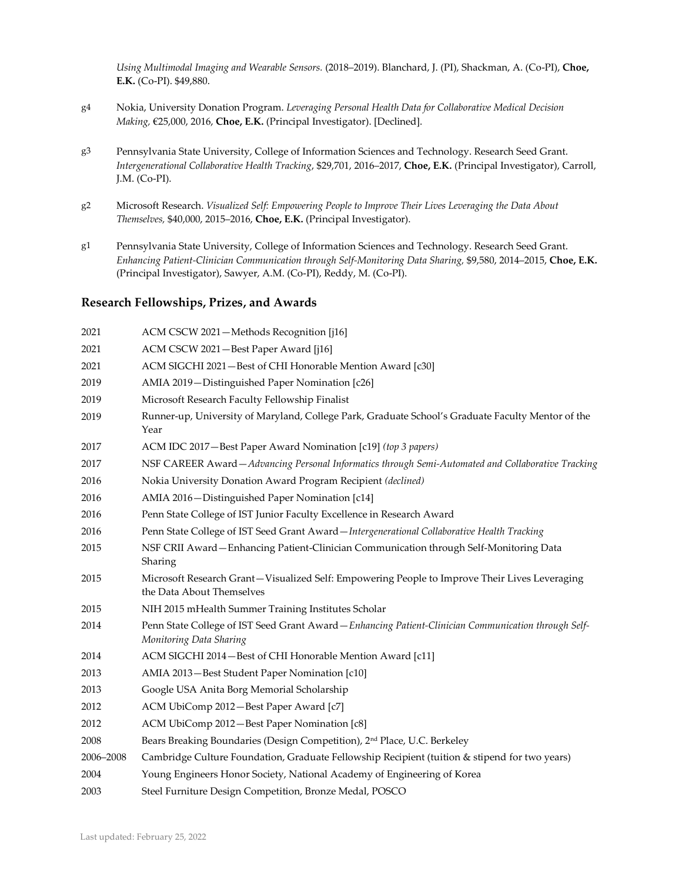*Using Multimodal Imaging and Wearable Sensors.* (2018–2019). Blanchard, J. (PI), Shackman, A. (Co-PI), **Choe, E.K.** (Co-PI). $49,880.

g4 Nokia, University Donation Program. *Leveraging Personal Health Data for Collaborative Medical Decision Making,* €25,000, 2016, **Choe, E.K.** (Principal Investigator). [Declined].

g3 Pennsylvania State University, College of Information Sciences and Technology. Research Seed Grant. *Intergenerational Collaborative Health Tracking*, $29,701, 2016–2017, **Choe, E.K.** (Principal Investigator), Carroll, J.M. (Co-PI).

g2 Microsoft Research. *Visualized Self: Empowering People to Improve Their Lives Leveraging the Data About Themselves,* $40,000, 2015–2016, **Choe, E.K.** (Principal Investigator).

g1 Pennsylvania State University, College of Information Sciences and Technology. Research Seed Grant. *Enhancing Patient-Clinician Communication through Self-Monitoring Data Sharing,* $9,580, 2014–2015, **Choe, E.K.** (Principal Investigator), Sawyer, A.M. (Co-PI), Reddy, M. (Co-PI).

## Research Fellowships, Prizes, and Awards

2021 ACM CSCW 2021—Methods Recognition [j16]

2021 ACM CSCW 2021—Best Paper Award [j16]

2021 ACM SIGCHI 2021—Best of CHI Honorable Mention Award [c30]

2019 AMIA 2019—Distinguished Paper Nomination [c26]

2019 Microsoft Research Faculty Fellowship Finalist

2019 Runner-up, University of Maryland, College Park, Graduate School's Graduate Faculty Mentor of the Year

2017 ACM IDC 2017—Best Paper Award Nomination [c19] *(top 3 papers)*

2017 NSF CAREER Award—*Advancing Personal Informatics through Semi-Automated and Collaborative Tracking*

2016 Nokia University Donation Award Program Recipient *(declined)*

2016 AMIA 2016—Distinguished Paper Nomination [c14]

2016 Penn State College of IST Junior Faculty Excellence in Research Award

2016 Penn State College of IST Seed Grant Award—*Intergenerational Collaborative Health Tracking*

2015 NSF CRII Award—Enhancing Patient-Clinician Communication through Self-Monitoring Data Sharing

2015 Microsoft Research Grant—Visualized Self: Empowering People to Improve Their Lives Leveraging the Data About Themselves

2015 NIH 2015 mHealth Summer Training Institutes Scholar

2014 Penn State College of IST Seed Grant Award—*Enhancing Patient-Clinician Communication through Self-Monitoring Data Sharing*

2014 ACM SIGCHI 2014—Best of CHI Honorable Mention Award [c11]

2013 AMIA 2013—Best Student Paper Nomination [c10]

2013 Google USA Anita Borg Memorial Scholarship

2012 ACM UbiComp 2012—Best Paper Award [c7]

2012 ACM UbiComp 2012—Best Paper Nomination [c8]

2008 Bears Breaking Boundaries (Design Competition), 2nd Place, U.C. Berkeley

2006–2008 Cambridge Culture Foundation, Graduate Fellowship Recipient (tuition & stipend for two years)

2004 Young Engineers Honor Society, National Academy of Engineering of Korea

2003 Steel Furniture Design Competition, Bronze Medal, POSCO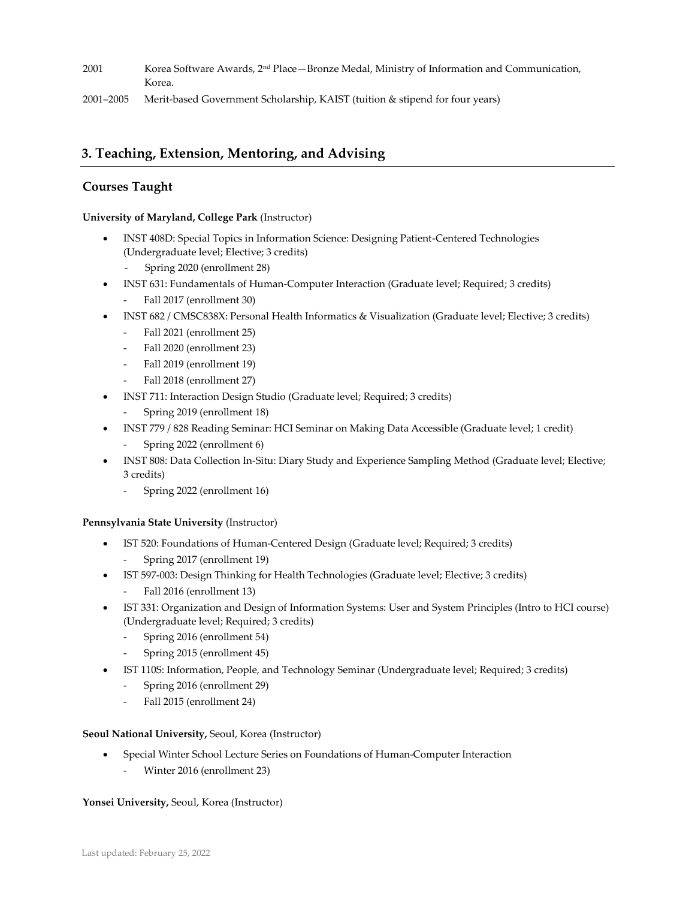2001 Korea Software Awards, 2nd Place—Bronze Medal, Ministry of Information and Communication, Korea.

2001–2005 Merit-based Government Scholarship, KAIST (tuition & stipend for four years)

## 3. Teaching, Extension, Mentoring, and Advising

### Courses Taught

**University of Maryland, College Park** (Instructor)

- INST 408D: Special Topics in Information Science: Designing Patient-Centered Technologies (Undergraduate level; Elective; 3 credits)
  - Spring 2020 (enrollment 28)
- INST 631: Fundamentals of Human-Computer Interaction (Graduate level; Required; 3 credits)
  - Fall 2017 (enrollment 30)
- INST 682 / CMSC838X: Personal Health Informatics & Visualization (Graduate level; Elective; 3 credits)
  - Fall 2021 (enrollment 25)
  - Fall 2020 (enrollment 23)
  - Fall 2019 (enrollment 19)
  - Fall 2018 (enrollment 27)
- INST 711: Interaction Design Studio (Graduate level; Required; 3 credits)
  - Spring 2019 (enrollment 18)
- INST 779 / 828 Reading Seminar: HCI Seminar on Making Data Accessible (Graduate level; 1 credit)
  - Spring 2022 (enrollment 6)
- INST 808: Data Collection In-Situ: Diary Study and Experience Sampling Method (Graduate level; Elective; 3 credits)
  - Spring 2022 (enrollment 16)

**Pennsylvania State University** (Instructor)

- IST 520: Foundations of Human-Centered Design (Graduate level; Required; 3 credits)
  - Spring 2017 (enrollment 19)
- IST 597-003: Design Thinking for Health Technologies (Graduate level; Elective; 3 credits)
  - Fall 2016 (enrollment 13)
- IST 331: Organization and Design of Information Systems: User and System Principles (Intro to HCI course) (Undergraduate level; Required; 3 credits)
  - Spring 2016 (enrollment 54)
  - Spring 2015 (enrollment 45)
- IST 110S: Information, People, and Technology Seminar (Undergraduate level; Required; 3 credits)
  - Spring 2016 (enrollment 29)
  - Fall 2015 (enrollment 24)

**Seoul National University,** Seoul, Korea (Instructor)

- Special Winter School Lecture Series on Foundations of Human-Computer Interaction
  - Winter 2016 (enrollment 23)

**Yonsei University,** Seoul, Korea (Instructor)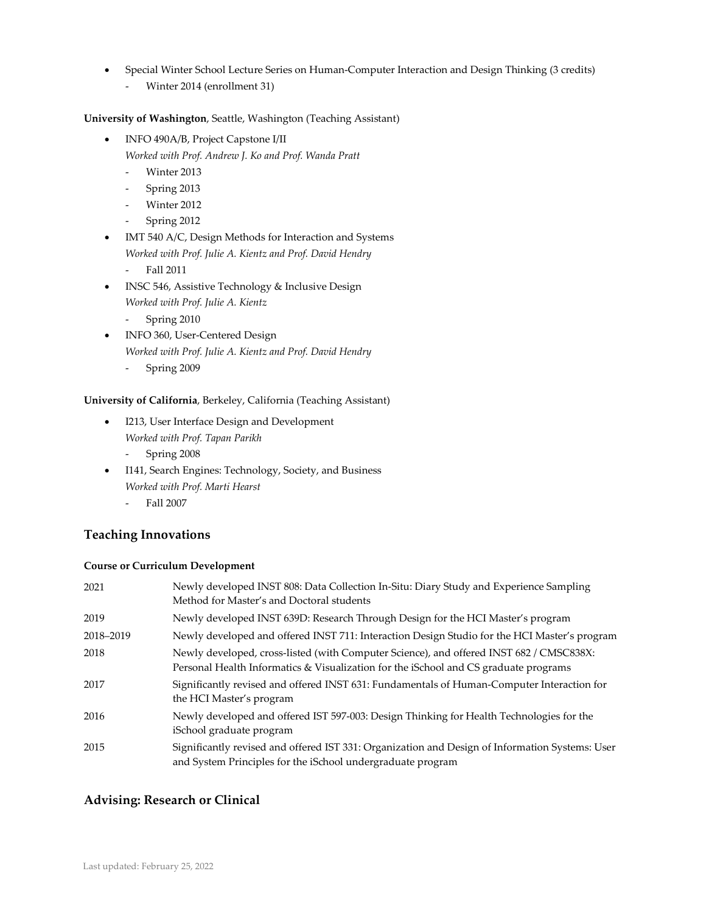- Special Winter School Lecture Series on Human-Computer Interaction and Design Thinking (3 credits)
  - Winter 2014 (enrollment 31)

**University of Washington**, Seattle, Washington (Teaching Assistant)

- INFO 490A/B, Project Capstone I/II
  *Worked with Prof. Andrew J. Ko and Prof. Wanda Pratt*
  - Winter 2013
  - Spring 2013
  - Winter 2012
  - Spring 2012
- IMT 540 A/C, Design Methods for Interaction and Systems
  *Worked with Prof. Julie A. Kientz and Prof. David Hendry*
  - Fall 2011
- INSC 546, Assistive Technology & Inclusive Design
  *Worked with Prof. Julie A. Kientz*
  - Spring 2010
- INFO 360, User-Centered Design
  *Worked with Prof. Julie A. Kientz and Prof. David Hendry*
  - Spring 2009

**University of California**, Berkeley, California (Teaching Assistant)

- I213, User Interface Design and Development
  *Worked with Prof. Tapan Parikh*
  - Spring 2008
- I141, Search Engines: Technology, Society, and Business
  *Worked with Prof. Marti Hearst*
  - Fall 2007

## Teaching Innovations

**Course or Curriculum Development**

| | |
|---|---|
| 2021 | Newly developed INST 808: Data Collection In-Situ: Diary Study and Experience Sampling Method for Master's and Doctoral students |
| 2019 | Newly developed INST 639D: Research Through Design for the HCI Master's program |
| 2018–2019 | Newly developed and offered INST 711: Interaction Design Studio for the HCI Master's program |
| 2018 | Newly developed, cross-listed (with Computer Science), and offered INST 682 / CMSC838X: Personal Health Informatics & Visualization for the iSchool and CS graduate programs |
| 2017 | Significantly revised and offered INST 631: Fundamentals of Human-Computer Interaction for the HCI Master's program |
| 2016 | Newly developed and offered IST 597-003: Design Thinking for Health Technologies for the iSchool graduate program |
| 2015 | Significantly revised and offered IST 331: Organization and Design of Information Systems: User and System Principles for the iSchool undergraduate program |

## Advising: Research or Clinical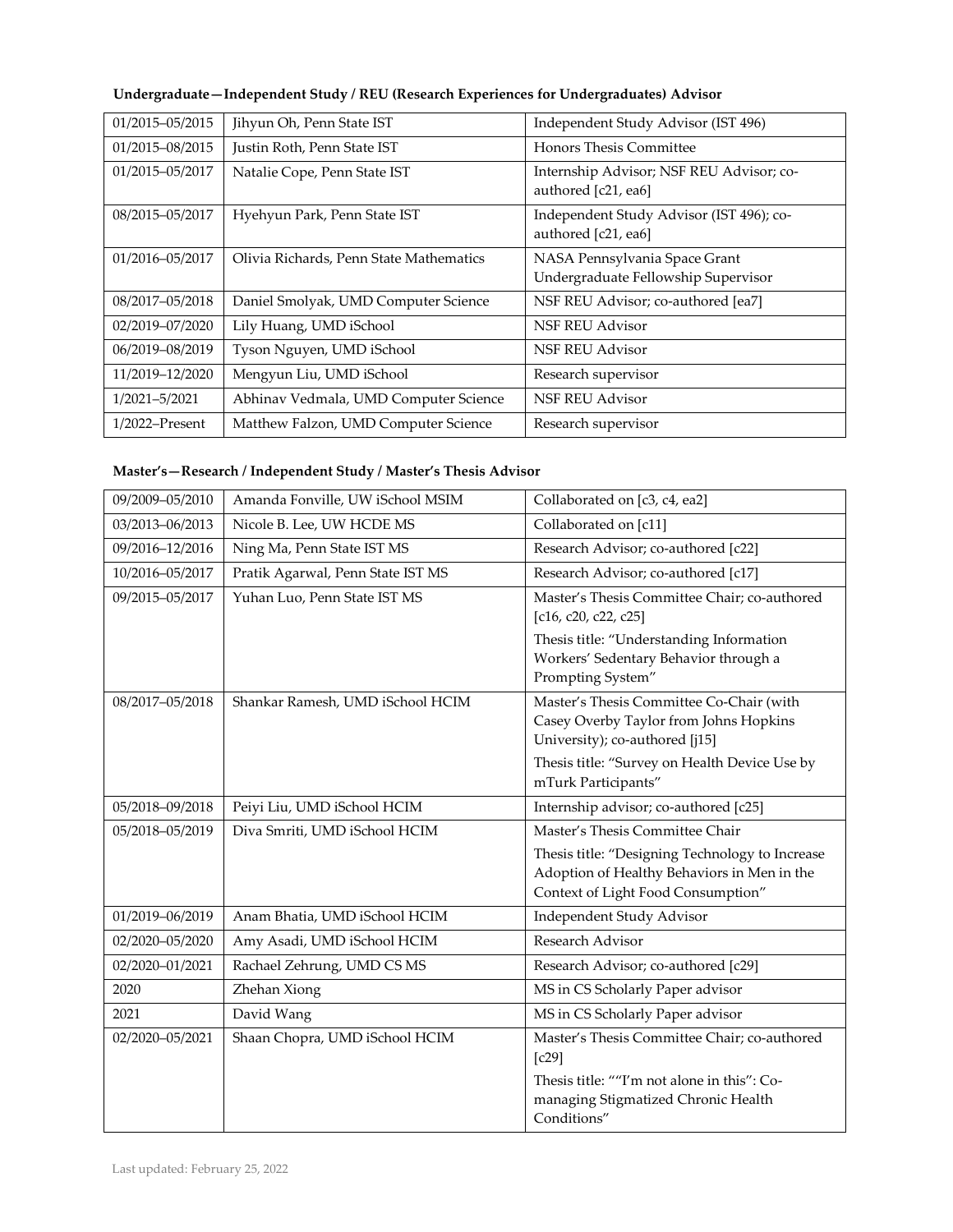**Undergraduate—Independent Study / REU (Research Experiences for Undergraduates) Advisor**

| | | |
|---|---|---|
| 01/2015–05/2015 | Jihyun Oh, Penn State IST | Independent Study Advisor (IST 496) |
| 01/2015–08/2015 | Justin Roth, Penn State IST | Honors Thesis Committee |
| 01/2015–05/2017 | Natalie Cope, Penn State IST | Internship Advisor; NSF REU Advisor; co-authored [c21, ea6] |
| 08/2015–05/2017 | Hyehyun Park, Penn State IST | Independent Study Advisor (IST 496); co-authored [c21, ea6] |
| 01/2016–05/2017 | Olivia Richards, Penn State Mathematics | NASA Pennsylvania Space Grant Undergraduate Fellowship Supervisor |
| 08/2017–05/2018 | Daniel Smolyak, UMD Computer Science | NSF REU Advisor; co-authored [ea7] |
| 02/2019–07/2020 | Lily Huang, UMD iSchool | NSF REU Advisor |
| 06/2019–08/2019 | Tyson Nguyen, UMD iSchool | NSF REU Advisor |
| 11/2019–12/2020 | Mengyun Liu, UMD iSchool | Research supervisor |
| 1/2021–5/2021 | Abhinav Vedmala, UMD Computer Science | NSF REU Advisor |
| 1/2022–Present | Matthew Falzon, UMD Computer Science | Research supervisor |

**Master's—Research / Independent Study / Master's Thesis Advisor**

| | | |
|---|---|---|
| 09/2009–05/2010 | Amanda Fonville, UW iSchool MSIM | Collaborated on [c3, c4, ea2] |
| 03/2013–06/2013 | Nicole B. Lee, UW HCDE MS | Collaborated on [c11] |
| 09/2016–12/2016 | Ning Ma, Penn State IST MS | Research Advisor; co-authored [c22] |
| 10/2016–05/2017 | Pratik Agarwal, Penn State IST MS | Research Advisor; co-authored [c17] |
| 09/2015–05/2017 | Yuhan Luo, Penn State IST MS | Master's Thesis Committee Chair; co-authored [c16, c20, c22, c25]<br>Thesis title: "Understanding Information Workers' Sedentary Behavior through a Prompting System" |
| 08/2017–05/2018 | Shankar Ramesh, UMD iSchool HCIM | Master's Thesis Committee Co-Chair (with Casey Overby Taylor from Johns Hopkins University); co-authored [j15]<br>Thesis title: "Survey on Health Device Use by mTurk Participants" |
| 05/2018–09/2018 | Peiyi Liu, UMD iSchool HCIM | Internship advisor; co-authored [c25] |
| 05/2018–05/2019 | Diva Smriti, UMD iSchool HCIM | Master's Thesis Committee Chair<br>Thesis title: "Designing Technology to Increase Adoption of Healthy Behaviors in Men in the Context of Light Food Consumption" |
| 01/2019–06/2019 | Anam Bhatia, UMD iSchool HCIM | Independent Study Advisor |
| 02/2020–05/2020 | Amy Asadi, UMD iSchool HCIM | Research Advisor |
| 02/2020–01/2021 | Rachael Zehrung, UMD CS MS | Research Advisor; co-authored [c29] |
| 2020 | Zhehan Xiong | MS in CS Scholarly Paper advisor |
| 2021 | David Wang | MS in CS Scholarly Paper advisor |
| 02/2020–05/2021 | Shaan Chopra, UMD iSchool HCIM | Master's Thesis Committee Chair; co-authored [c29]<br>Thesis title: ""I'm not alone in this": Co-managing Stigmatized Chronic Health Conditions" |

Last updated: February 25, 2022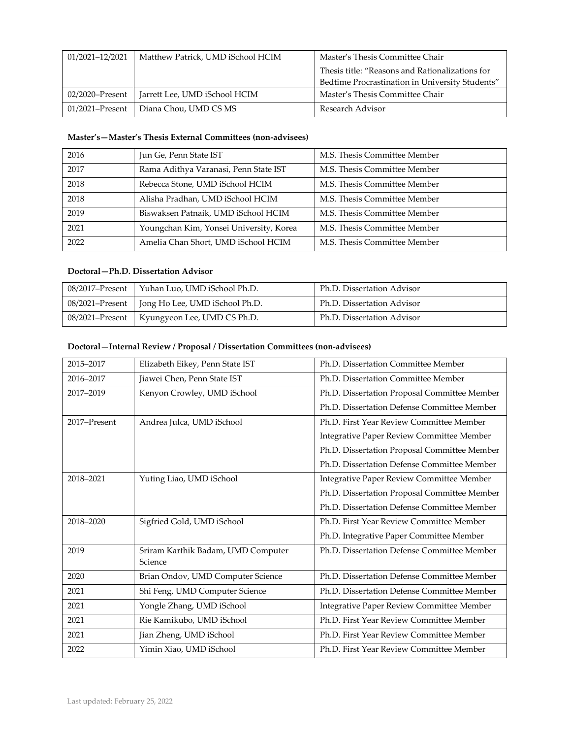| | | |
|---|---|---|
| 01/2021–12/2021 | Matthew Patrick, UMD iSchool HCIM | Master's Thesis Committee Chair<br>Thesis title: "Reasons and Rationalizations for Bedtime Procrastination in University Students" |
| 02/2020–Present | Jarrett Lee, UMD iSchool HCIM | Master's Thesis Committee Chair |
| 01/2021–Present | Diana Chou, UMD CS MS | Research Advisor |

**Master's—Master's Thesis External Committees (non-advisees)**

| | | |
|---|---|---|
| 2016 | Jun Ge, Penn State IST | M.S. Thesis Committee Member |
| 2017 | Rama Adithya Varanasi, Penn State IST | M.S. Thesis Committee Member |
| 2018 | Rebecca Stone, UMD iSchool HCIM | M.S. Thesis Committee Member |
| 2018 | Alisha Pradhan, UMD iSchool HCIM | M.S. Thesis Committee Member |
| 2019 | Biswaksen Patnaik, UMD iSchool HCIM | M.S. Thesis Committee Member |
| 2021 | Youngchan Kim, Yonsei University, Korea | M.S. Thesis Committee Member |
| 2022 | Amelia Chan Short, UMD iSchool HCIM | M.S. Thesis Committee Member |

**Doctoral—Ph.D. Dissertation Advisor**

| | | |
|---|---|---|
| 08/2017–Present | Yuhan Luo, UMD iSchool Ph.D. | Ph.D. Dissertation Advisor |
| 08/2021–Present | Jong Ho Lee, UMD iSchool Ph.D. | Ph.D. Dissertation Advisor |
| 08/2021–Present | Kyungyeon Lee, UMD CS Ph.D. | Ph.D. Dissertation Advisor |

**Doctoral—Internal Review / Proposal / Dissertation Committees (non-advisees)**

| | | |
|---|---|---|
| 2015–2017 | Elizabeth Eikey, Penn State IST | Ph.D. Dissertation Committee Member |
| 2016–2017 | Jiawei Chen, Penn State IST | Ph.D. Dissertation Committee Member |
| 2017–2019 | Kenyon Crowley, UMD iSchool | Ph.D. Dissertation Proposal Committee Member<br>Ph.D. Dissertation Defense Committee Member |
| 2017–Present | Andrea Julca, UMD iSchool | Ph.D. First Year Review Committee Member<br>Integrative Paper Review Committee Member<br>Ph.D. Dissertation Proposal Committee Member<br>Ph.D. Dissertation Defense Committee Member |
| 2018–2021 | Yuting Liao, UMD iSchool | Integrative Paper Review Committee Member<br>Ph.D. Dissertation Proposal Committee Member<br>Ph.D. Dissertation Defense Committee Member |
| 2018–2020 | Sigfried Gold, UMD iSchool | Ph.D. First Year Review Committee Member<br>Ph.D. Integrative Paper Committee Member |
| 2019 | Sriram Karthik Badam, UMD Computer Science | Ph.D. Dissertation Defense Committee Member |
| 2020 | Brian Ondov, UMD Computer Science | Ph.D. Dissertation Defense Committee Member |
| 2021 | Shi Feng, UMD Computer Science | Ph.D. Dissertation Defense Committee Member |
| 2021 | Yongle Zhang, UMD iSchool | Integrative Paper Review Committee Member |
| 2021 | Rie Kamikubo, UMD iSchool | Ph.D. First Year Review Committee Member |
| 2021 | Jian Zheng, UMD iSchool | Ph.D. First Year Review Committee Member |
| 2022 | Yimin Xiao, UMD iSchool | Ph.D. First Year Review Committee Member |

Last updated: February 25, 2022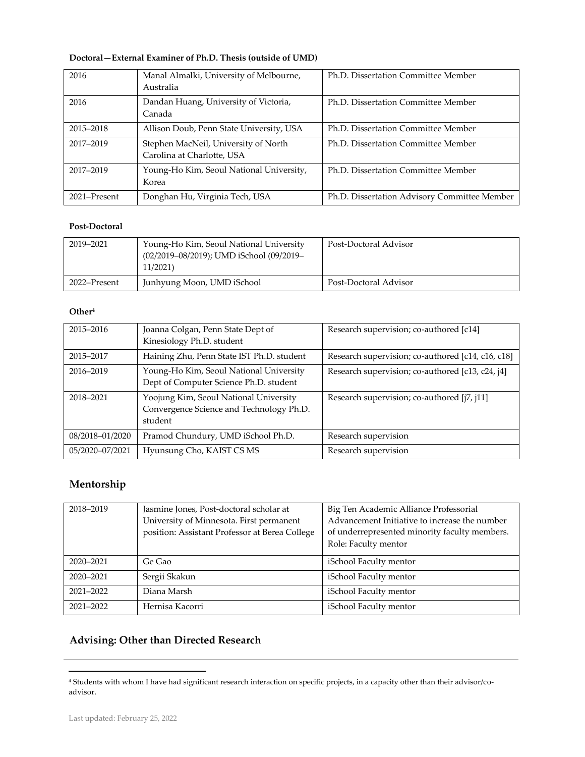**Doctoral—External Examiner of Ph.D. Thesis (outside of UMD)**

| | | |
|---|---|---|
| 2016 | Manal Almalki, University of Melbourne, Australia | Ph.D. Dissertation Committee Member |
| 2016 | Dandan Huang, University of Victoria, Canada | Ph.D. Dissertation Committee Member |
| 2015–2018 | Allison Doub, Penn State University, USA | Ph.D. Dissertation Committee Member |
| 2017–2019 | Stephen MacNeil, University of North Carolina at Charlotte, USA | Ph.D. Dissertation Committee Member |
| 2017–2019 | Young-Ho Kim, Seoul National University, Korea | Ph.D. Dissertation Committee Member |
| 2021–Present | Donghan Hu, Virginia Tech, USA | Ph.D. Dissertation Advisory Committee Member |

**Post-Doctoral**

| | | |
|---|---|---|
| 2019–2021 | Young-Ho Kim, Seoul National University (02/2019–08/2019); UMD iSchool (09/2019–11/2021) | Post-Doctoral Advisor |
| 2022–Present | Junhyung Moon, UMD iSchool | Post-Doctoral Advisor |

**Other[4]**

| | | |
|---|---|---|
| 2015–2016 | Joanna Colgan, Penn State Dept of Kinesiology Ph.D. student | Research supervision; co-authored [c14] |
| 2015–2017 | Haining Zhu, Penn State IST Ph.D. student | Research supervision; co-authored [c14, c16, c18] |
| 2016–2019 | Young-Ho Kim, Seoul National University Dept of Computer Science Ph.D. student | Research supervision; co-authored [c13, c24, j4] |
| 2018–2021 | Yoojung Kim, Seoul National University Convergence Science and Technology Ph.D. student | Research supervision; co-authored [j7, j11] |
| 08/2018–01/2020 | Pramod Chundury, UMD iSchool Ph.D. | Research supervision |
| 05/2020–07/2021 | Hyunsung Cho, KAIST CS MS | Research supervision |

## Mentorship

| | | |
|---|---|---|
| 2018–2019 | Jasmine Jones, Post-doctoral scholar at University of Minnesota. First permanent position: Assistant Professor at Berea College | Big Ten Academic Alliance Professorial Advancement Initiative to increase the number of underrepresented minority faculty members. Role: Faculty mentor |
| 2020–2021 | Ge Gao | iSchool Faculty mentor |
| 2020–2021 | Sergii Skakun | iSchool Faculty mentor |
| 2021–2022 | Diana Marsh | iSchool Faculty mentor |
| 2021–2022 | Hernisa Kacorri | iSchool Faculty mentor |

## Advising: Other than Directed Research

[4] Students with whom I have had significant research interaction on specific projects, in a capacity other than their advisor/co-advisor.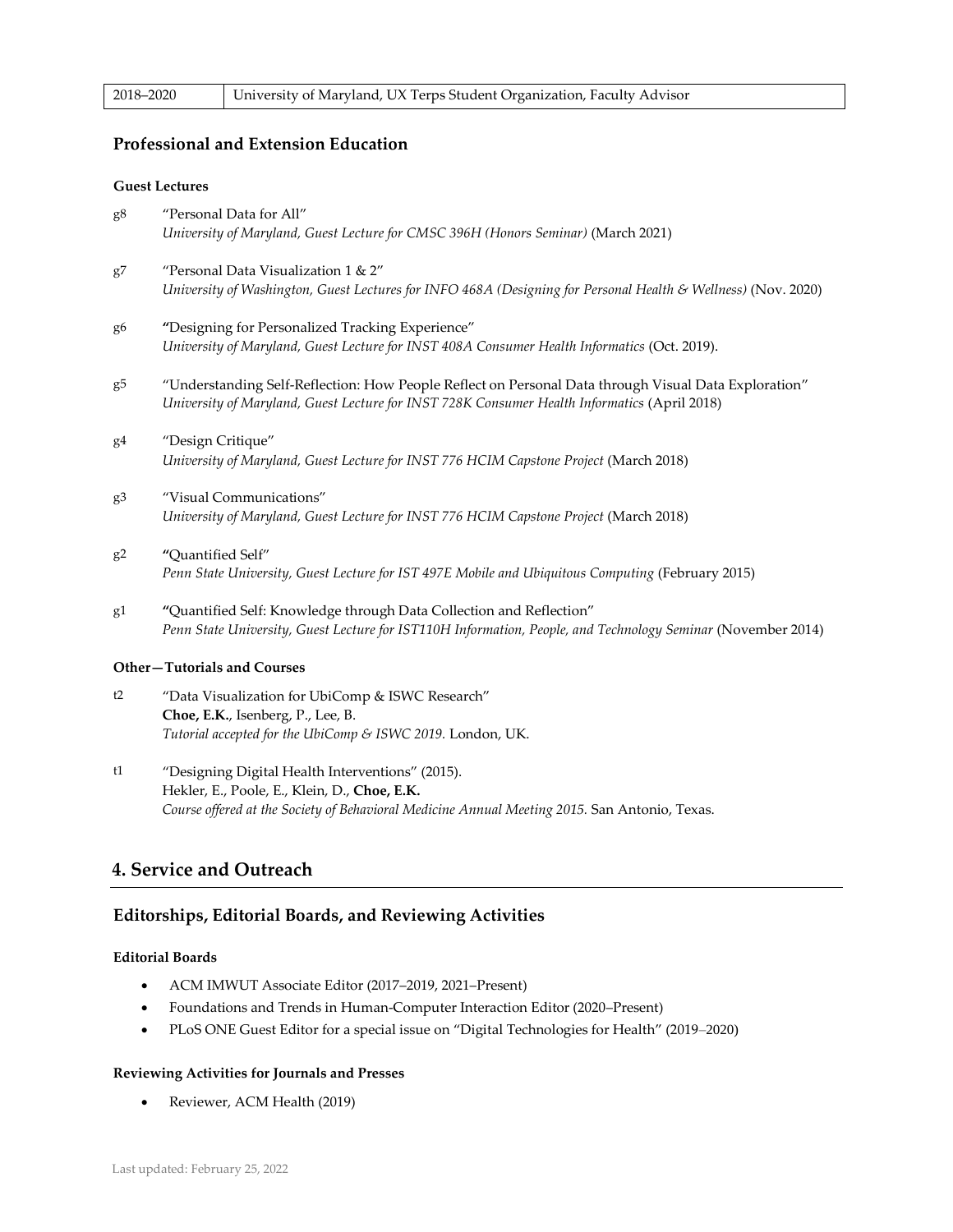| 2018–2020 | University of Maryland, UX Terps Student Organization, Faculty Advisor |
| --- | --- |

### Professional and Extension Education

#### Guest Lectures

g8 "Personal Data for All"
*University of Maryland, Guest Lecture for CMSC 396H (Honors Seminar)* (March 2021)

g7 "Personal Data Visualization 1 & 2"
*University of Washington, Guest Lectures for INFO 468A (Designing for Personal Health & Wellness)* (Nov. 2020)

g6 "Designing for Personalized Tracking Experience"
*University of Maryland, Guest Lecture for INST 408A Consumer Health Informatics* (Oct. 2019).

g5 "Understanding Self-Reflection: How People Reflect on Personal Data through Visual Data Exploration"
*University of Maryland, Guest Lecture for INST 728K Consumer Health Informatics* (April 2018)

g4 "Design Critique"
*University of Maryland, Guest Lecture for INST 776 HCIM Capstone Project* (March 2018)

g3 "Visual Communications"
*University of Maryland, Guest Lecture for INST 776 HCIM Capstone Project* (March 2018)

g2 "Quantified Self"
*Penn State University, Guest Lecture for IST 497E Mobile and Ubiquitous Computing* (February 2015)

g1 "Quantified Self: Knowledge through Data Collection and Reflection"
*Penn State University, Guest Lecture for IST110H Information, People, and Technology Seminar* (November 2014)

#### Other—Tutorials and Courses

t2 "Data Visualization for UbiComp & ISWC Research"
**Choe, E.K.**, Isenberg, P., Lee, B.
*Tutorial accepted for the UbiComp & ISWC 2019.* London, UK.

t1 "Designing Digital Health Interventions" (2015).
Hekler, E., Poole, E., Klein, D., **Choe, E.K.**
*Course offered at the Society of Behavioral Medicine Annual Meeting 2015.* San Antonio, Texas.

## 4. Service and Outreach

### Editorships, Editorial Boards, and Reviewing Activities

#### Editorial Boards

- ACM IMWUT Associate Editor (2017–2019, 2021–Present)
- Foundations and Trends in Human-Computer Interaction Editor (2020–Present)
- PLoS ONE Guest Editor for a special issue on "Digital Technologies for Health" (2019–2020)

#### Reviewing Activities for Journals and Presses

- Reviewer, ACM Health (2019)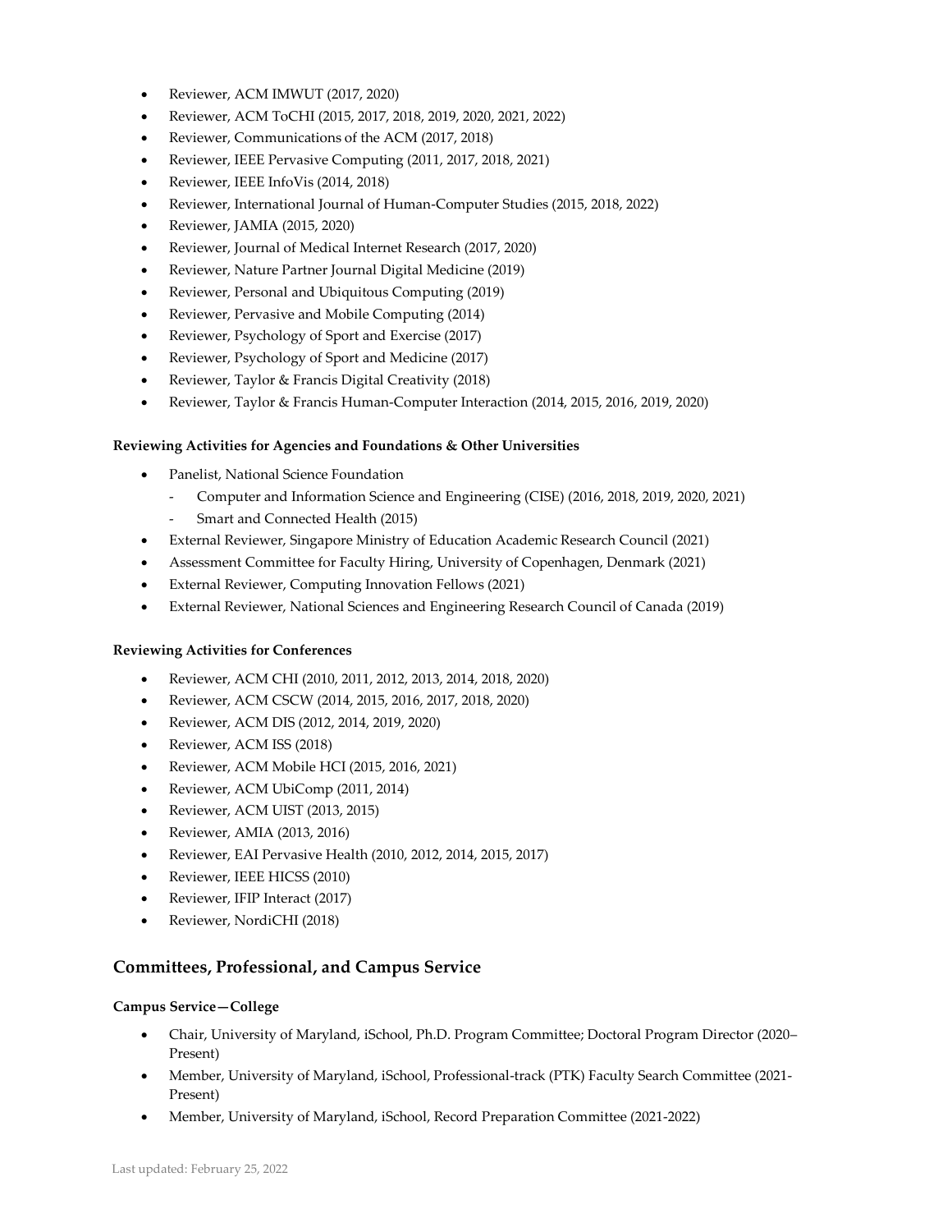- Reviewer, ACM IMWUT (2017, 2020)
- Reviewer, ACM ToCHI (2015, 2017, 2018, 2019, 2020, 2021, 2022)
- Reviewer, Communications of the ACM (2017, 2018)
- Reviewer, IEEE Pervasive Computing (2011, 2017, 2018, 2021)
- Reviewer, IEEE InfoVis (2014, 2018)
- Reviewer, International Journal of Human-Computer Studies (2015, 2018, 2022)
- Reviewer, JAMIA (2015, 2020)
- Reviewer, Journal of Medical Internet Research (2017, 2020)
- Reviewer, Nature Partner Journal Digital Medicine (2019)
- Reviewer, Personal and Ubiquitous Computing (2019)
- Reviewer, Pervasive and Mobile Computing (2014)
- Reviewer, Psychology of Sport and Exercise (2017)
- Reviewer, Psychology of Sport and Medicine (2017)
- Reviewer, Taylor & Francis Digital Creativity (2018)
- Reviewer, Taylor & Francis Human-Computer Interaction (2014, 2015, 2016, 2019, 2020)

**Reviewing Activities for Agencies and Foundations & Other Universities**

- Panelist, National Science Foundation
  - Computer and Information Science and Engineering (CISE) (2016, 2018, 2019, 2020, 2021)
  - Smart and Connected Health (2015)
- External Reviewer, Singapore Ministry of Education Academic Research Council (2021)
- Assessment Committee for Faculty Hiring, University of Copenhagen, Denmark (2021)
- External Reviewer, Computing Innovation Fellows (2021)
- External Reviewer, National Sciences and Engineering Research Council of Canada (2019)

**Reviewing Activities for Conferences**

- Reviewer, ACM CHI (2010, 2011, 2012, 2013, 2014, 2018, 2020)
- Reviewer, ACM CSCW (2014, 2015, 2016, 2017, 2018, 2020)
- Reviewer, ACM DIS (2012, 2014, 2019, 2020)
- Reviewer, ACM ISS (2018)
- Reviewer, ACM Mobile HCI (2015, 2016, 2021)
- Reviewer, ACM UbiComp (2011, 2014)
- Reviewer, ACM UIST (2013, 2015)
- Reviewer, AMIA (2013, 2016)
- Reviewer, EAI Pervasive Health (2010, 2012, 2014, 2015, 2017)
- Reviewer, IEEE HICSS (2010)
- Reviewer, IFIP Interact (2017)
- Reviewer, NordiCHI (2018)

## Committees, Professional, and Campus Service

**Campus Service—College**

- Chair, University of Maryland, iSchool, Ph.D. Program Committee; Doctoral Program Director (2020–Present)
- Member, University of Maryland, iSchool, Professional-track (PTK) Faculty Search Committee (2021-Present)
- Member, University of Maryland, iSchool, Record Preparation Committee (2021-2022)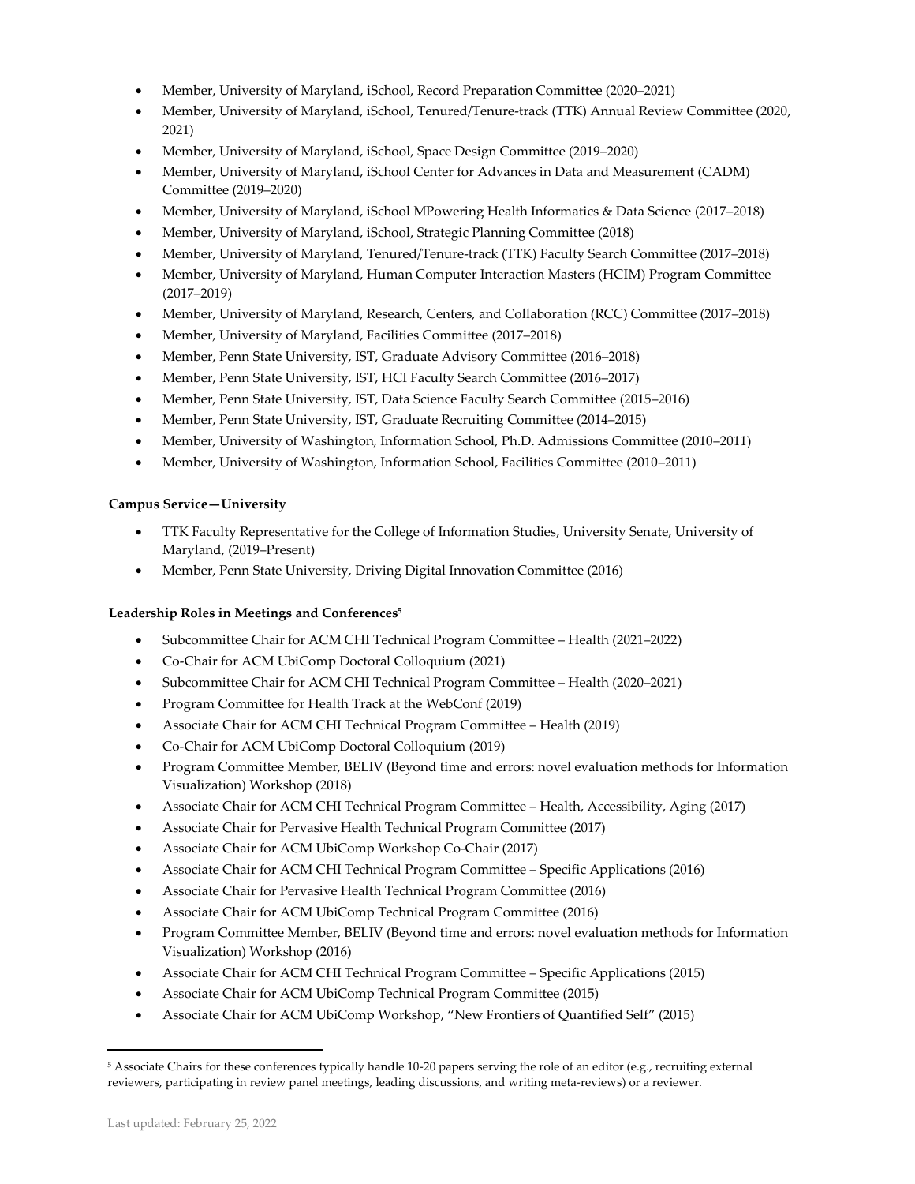- Member, University of Maryland, iSchool, Record Preparation Committee (2020–2021)
- Member, University of Maryland, iSchool, Tenured/Tenure-track (TTK) Annual Review Committee (2020, 2021)
- Member, University of Maryland, iSchool, Space Design Committee (2019–2020)
- Member, University of Maryland, iSchool Center for Advances in Data and Measurement (CADM) Committee (2019–2020)
- Member, University of Maryland, iSchool MPowering Health Informatics & Data Science (2017–2018)
- Member, University of Maryland, iSchool, Strategic Planning Committee (2018)
- Member, University of Maryland, Tenured/Tenure-track (TTK) Faculty Search Committee (2017–2018)
- Member, University of Maryland, Human Computer Interaction Masters (HCIM) Program Committee (2017–2019)
- Member, University of Maryland, Research, Centers, and Collaboration (RCC) Committee (2017–2018)
- Member, University of Maryland, Facilities Committee (2017–2018)
- Member, Penn State University, IST, Graduate Advisory Committee (2016–2018)
- Member, Penn State University, IST, HCI Faculty Search Committee (2016–2017)
- Member, Penn State University, IST, Data Science Faculty Search Committee (2015–2016)
- Member, Penn State University, IST, Graduate Recruiting Committee (2014–2015)
- Member, University of Washington, Information School, Ph.D. Admissions Committee (2010–2011)
- Member, University of Washington, Information School, Facilities Committee (2010–2011)

**Campus Service—University**

- TTK Faculty Representative for the College of Information Studies, University Senate, University of Maryland, (2019–Present)
- Member, Penn State University, Driving Digital Innovation Committee (2016)

**Leadership Roles in Meetings and Conferences[5]**

- Subcommittee Chair for ACM CHI Technical Program Committee – Health (2021–2022)
- Co-Chair for ACM UbiComp Doctoral Colloquium (2021)
- Subcommittee Chair for ACM CHI Technical Program Committee – Health (2020–2021)
- Program Committee for Health Track at the WebConf (2019)
- Associate Chair for ACM CHI Technical Program Committee – Health (2019)
- Co-Chair for ACM UbiComp Doctoral Colloquium (2019)
- Program Committee Member, BELIV (Beyond time and errors: novel evaluation methods for Information Visualization) Workshop (2018)
- Associate Chair for ACM CHI Technical Program Committee – Health, Accessibility, Aging (2017)
- Associate Chair for Pervasive Health Technical Program Committee (2017)
- Associate Chair for ACM UbiComp Workshop Co-Chair (2017)
- Associate Chair for ACM CHI Technical Program Committee – Specific Applications (2016)
- Associate Chair for Pervasive Health Technical Program Committee (2016)
- Associate Chair for ACM UbiComp Technical Program Committee (2016)
- Program Committee Member, BELIV (Beyond time and errors: novel evaluation methods for Information Visualization) Workshop (2016)
- Associate Chair for ACM CHI Technical Program Committee – Specific Applications (2015)
- Associate Chair for ACM UbiComp Technical Program Committee (2015)
- Associate Chair for ACM UbiComp Workshop, "New Frontiers of Quantified Self" (2015)

[5] Associate Chairs for these conferences typically handle 10-20 papers serving the role of an editor (e.g., recruiting external reviewers, participating in review panel meetings, leading discussions, and writing meta-reviews) or a reviewer.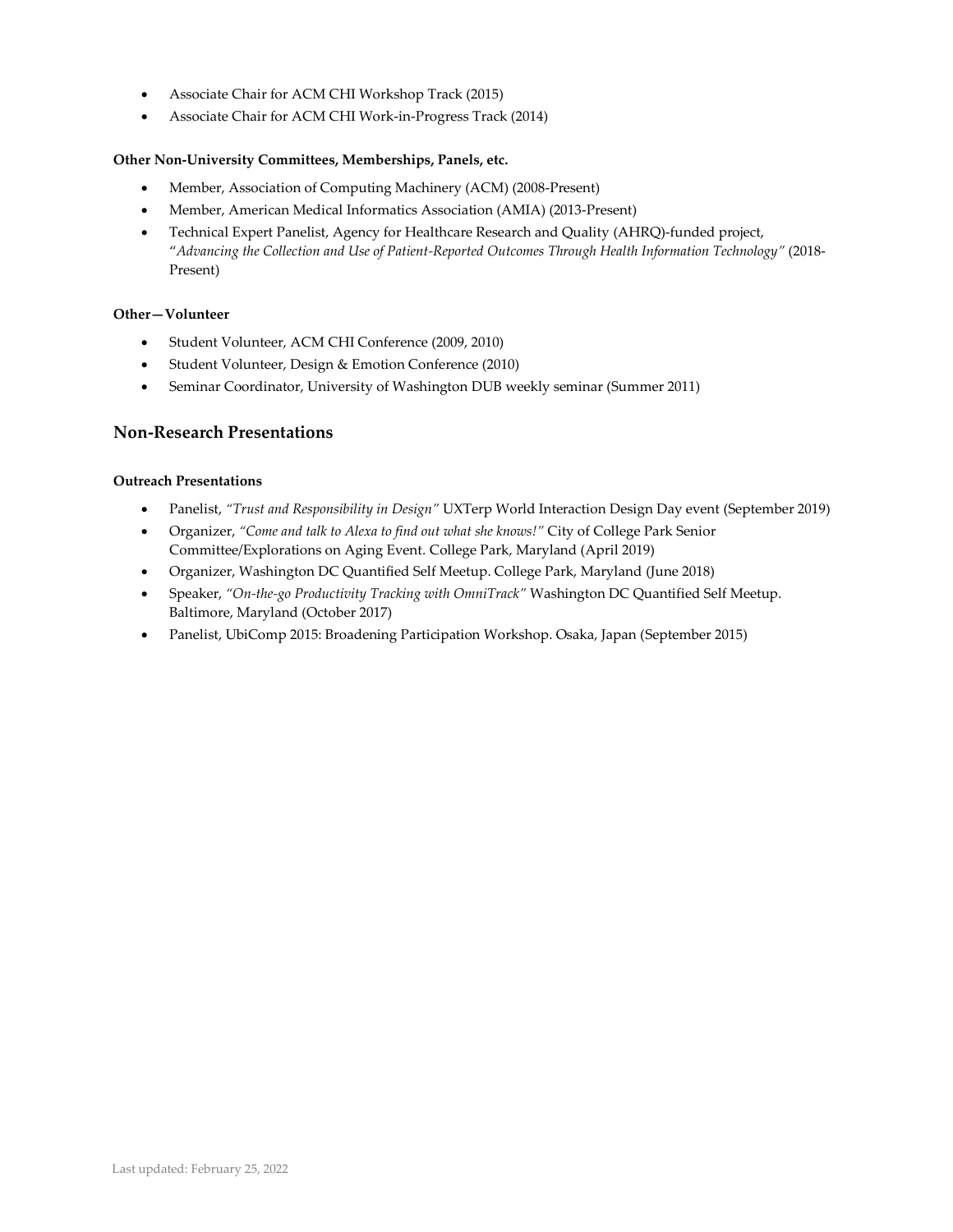- Associate Chair for ACM CHI Workshop Track (2015)
- Associate Chair for ACM CHI Work-in-Progress Track (2014)

**Other Non-University Committees, Memberships, Panels, etc.**

- Member, Association of Computing Machinery (ACM) (2008-Present)
- Member, American Medical Informatics Association (AMIA) (2013-Present)
- Technical Expert Panelist, Agency for Healthcare Research and Quality (AHRQ)-funded project, "*Advancing the Collection and Use of Patient-Reported Outcomes Through Health Information Technology"* (2018-Present)

**Other—Volunteer**

- Student Volunteer, ACM CHI Conference (2009, 2010)
- Student Volunteer, Design & Emotion Conference (2010)
- Seminar Coordinator, University of Washington DUB weekly seminar (Summer 2011)

## Non-Research Presentations

**Outreach Presentations**

- Panelist, *"Trust and Responsibility in Design"* UXTerp World Interaction Design Day event (September 2019)
- Organizer, *"Come and talk to Alexa to find out what she knows!"* City of College Park Senior Committee/Explorations on Aging Event. College Park, Maryland (April 2019)
- Organizer, Washington DC Quantified Self Meetup. College Park, Maryland (June 2018)
- Speaker, *"On-the-go Productivity Tracking with OmniTrack"* Washington DC Quantified Self Meetup. Baltimore, Maryland (October 2017)
- Panelist, UbiComp 2015: Broadening Participation Workshop. Osaka, Japan (September 2015)

Last updated: February 25, 2022